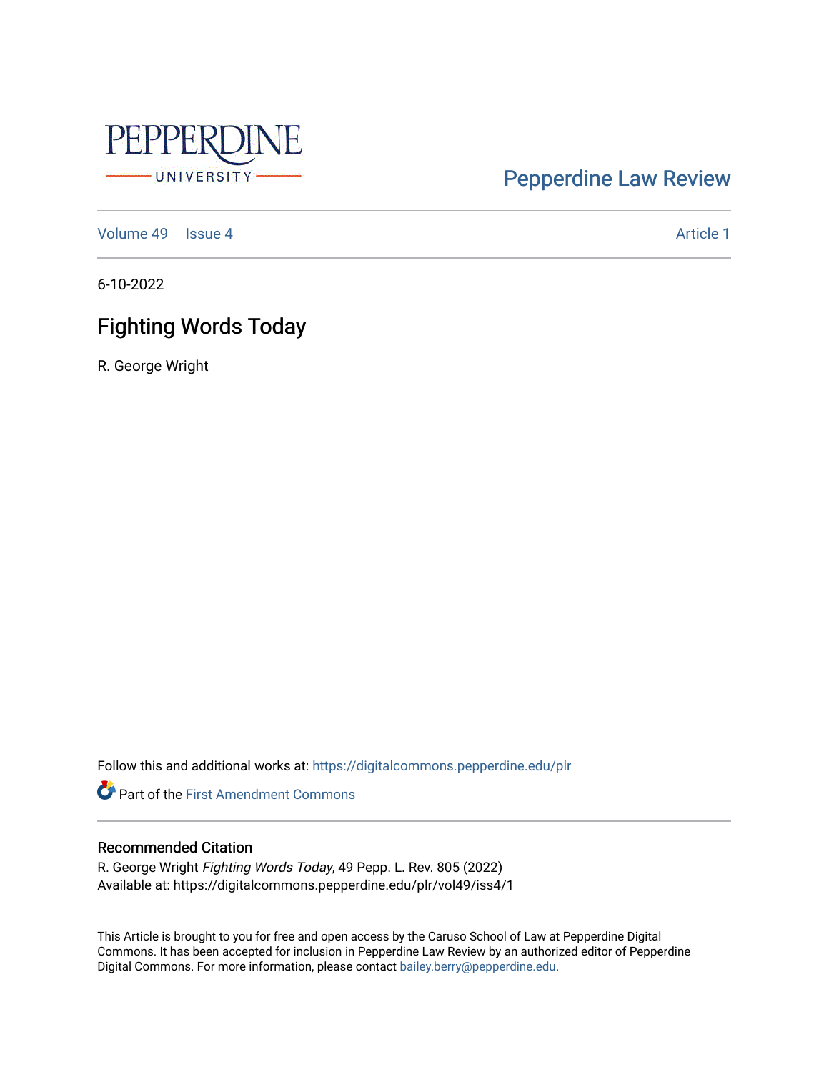Pepperdine Law Review

Volume 49 | Issue 4 | Article 1

6-10-2022

# Fighting Words Today

R. George Wright

Follow this and additional works at: https://digitalcommons.pepperdine.edu/plr

Part of the First Amendment Commons

## Recommended Citation

R. George Wright *Fighting Words Today*, 49 Pepp. L. Rev. 805 (2022)
Available at: https://digitalcommons.pepperdine.edu/plr/vol49/iss4/1

This Article is brought to you for free and open access by the Caruso School of Law at Pepperdine Digital Commons. It has been accepted for inclusion in Pepperdine Law Review by an authorized editor of Pepperdine Digital Commons. For more information, please contact bailey.berry@pepperdine.edu.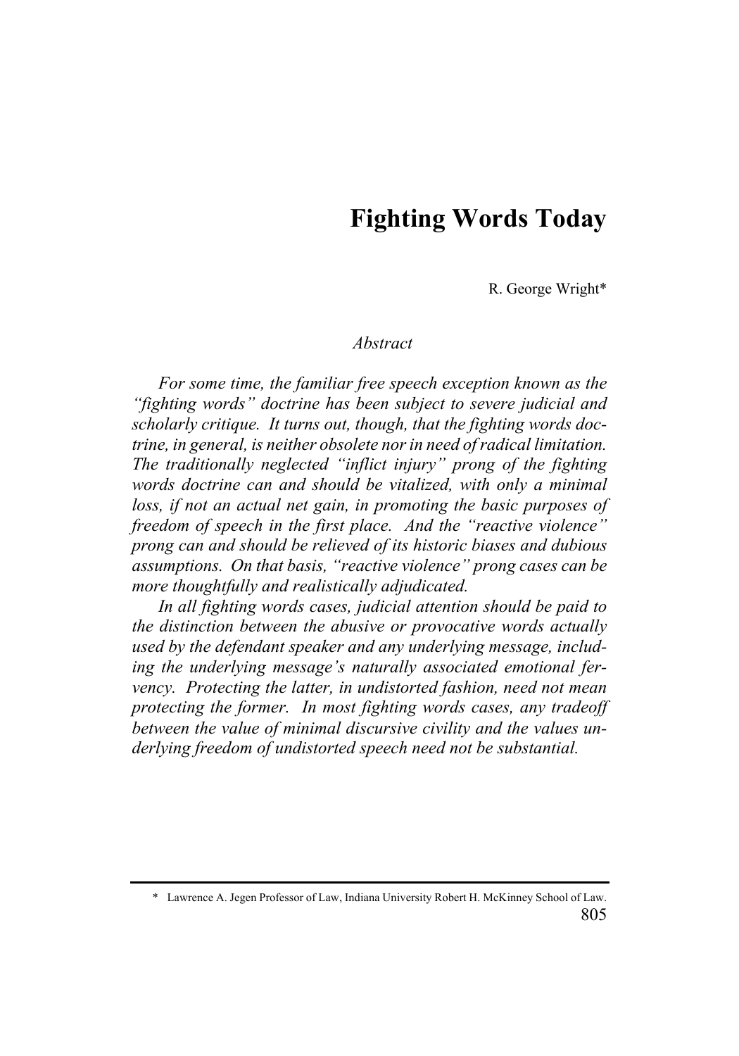# Fighting Words Today

R. George Wright*

*Abstract*

*For some time, the familiar free speech exception known as the "fighting words" doctrine has been subject to severe judicial and scholarly critique. It turns out, though, that the fighting words doctrine, in general, is neither obsolete nor in need of radical limitation. The traditionally neglected "inflict injury" prong of the fighting words doctrine can and should be vitalized, with only a minimal loss, if not an actual net gain, in promoting the basic purposes of freedom of speech in the first place. And the "reactive violence" prong can and should be relieved of its historic biases and dubious assumptions. On that basis, "reactive violence" prong cases can be more thoughtfully and realistically adjudicated.*

*In all fighting words cases, judicial attention should be paid to the distinction between the abusive or provocative words actually used by the defendant speaker and any underlying message, including the underlying message's naturally associated emotional fervency. Protecting the latter, in undistorted fashion, need not mean protecting the former. In most fighting words cases, any tradeoff between the value of minimal discursive civility and the values underlying freedom of undistorted speech need not be substantial.*

---

\* Lawrence A. Jegen Professor of Law, Indiana University Robert H. McKinney School of Law.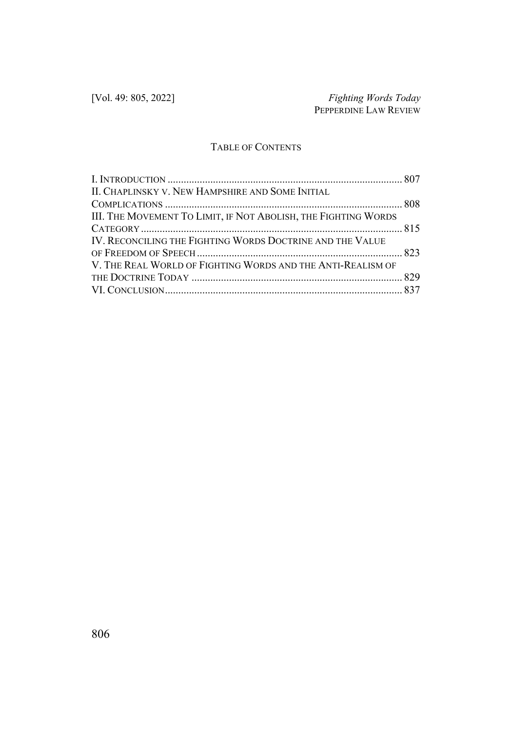## TABLE OF CONTENTS

I. INTRODUCTION ........................................................................................ 807
II. CHAPLINSKY V. NEW HAMPSHIRE AND SOME INITIAL COMPLICATIONS ......................................................................................... 808
III. THE MOVEMENT TO LIMIT, IF NOT ABOLISH, THE FIGHTING WORDS CATEGORY .................................................................................................. 815
IV. RECONCILING THE FIGHTING WORDS DOCTRINE AND THE VALUE OF FREEDOM OF SPEECH ............................................................................ 823
V. THE REAL WORLD OF FIGHTING WORDS AND THE ANTI-REALISM OF THE DOCTRINE TODAY ............................................................................... 829
VI. CONCLUSION......................................................................................... 837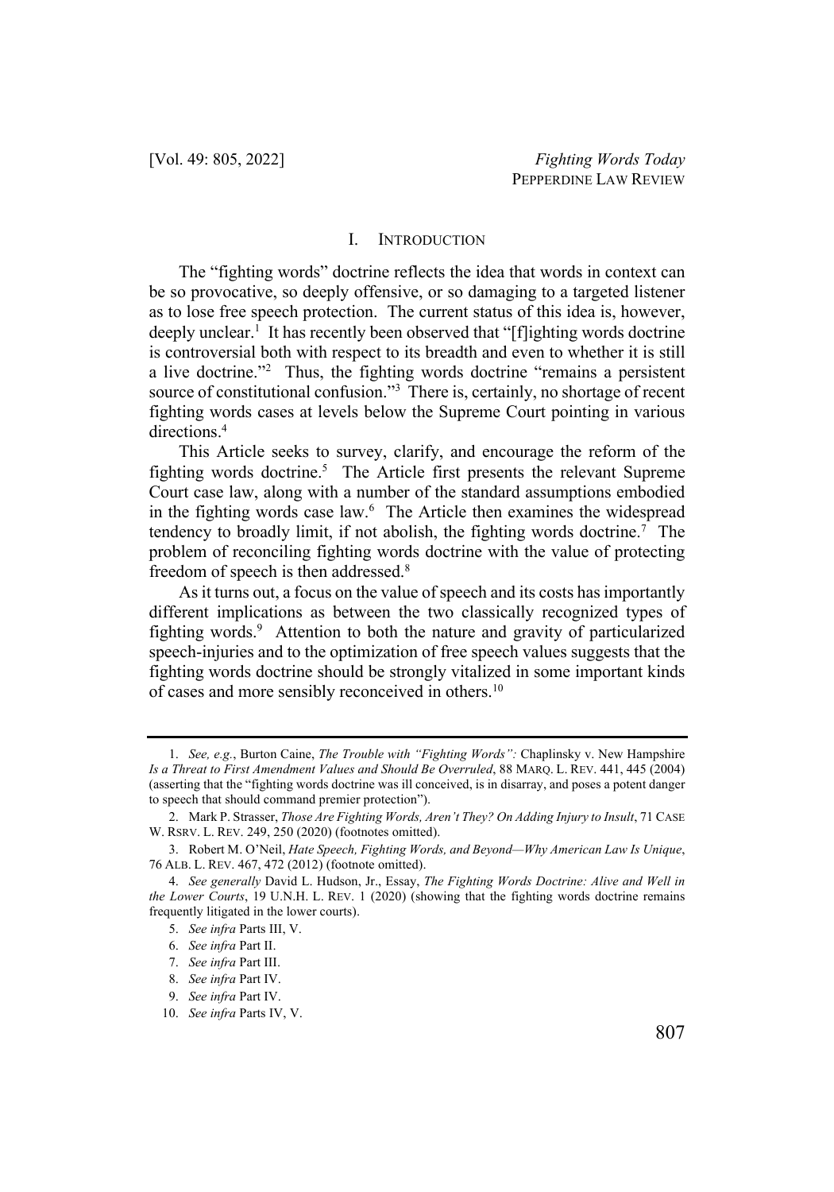## I. Introduction

The "fighting words" doctrine reflects the idea that words in context can be so provocative, so deeply offensive, or so damaging to a targeted listener as to lose free speech protection. The current status of this idea is, however, deeply unclear.[1] It has recently been observed that "[f]ighting words doctrine is controversial both with respect to its breadth and even to whether it is still a live doctrine."[2] Thus, the fighting words doctrine "remains a persistent source of constitutional confusion."[3] There is, certainly, no shortage of recent fighting words cases at levels below the Supreme Court pointing in various directions.[4]

This Article seeks to survey, clarify, and encourage the reform of the fighting words doctrine.[5] The Article first presents the relevant Supreme Court case law, along with a number of the standard assumptions embodied in the fighting words case law.[6] The Article then examines the widespread tendency to broadly limit, if not abolish, the fighting words doctrine.[7] The problem of reconciling fighting words doctrine with the value of protecting freedom of speech is then addressed.[8]

As it turns out, a focus on the value of speech and its costs has importantly different implications as between the two classically recognized types of fighting words.[9] Attention to both the nature and gravity of particularized speech-injuries and to the optimization of free speech values suggests that the fighting words doctrine should be strongly vitalized in some important kinds of cases and more sensibly reconceived in others.[10]

---

1. *See, e.g.*, Burton Caine, *The Trouble with "Fighting Words":* Chaplinsky v. New Hampshire *Is a Threat to First Amendment Values and Should Be Overruled*, 88 MARQ. L. REV. 441, 445 (2004) (asserting that the "fighting words doctrine was ill conceived, is in disarray, and poses a potent danger to speech that should command premier protection").

2. Mark P. Strasser, *Those Are Fighting Words, Aren't They? On Adding Injury to Insult*, 71 CASE W. RSRV. L. REV. 249, 250 (2020) (footnotes omitted).

3. Robert M. O'Neil, *Hate Speech, Fighting Words, and Beyond—Why American Law Is Unique*, 76 ALB. L. REV. 467, 472 (2012) (footnote omitted).

4. *See generally* David L. Hudson, Jr., Essay, *The Fighting Words Doctrine: Alive and Well in the Lower Courts*, 19 U.N.H. L. REV. 1 (2020) (showing that the fighting words doctrine remains frequently litigated in the lower courts).

5. *See infra* Parts III, V.

6. *See infra* Part II.

7. *See infra* Part III.

8. *See infra* Part IV.

9. *See infra* Part IV.

10. *See infra* Parts IV, V.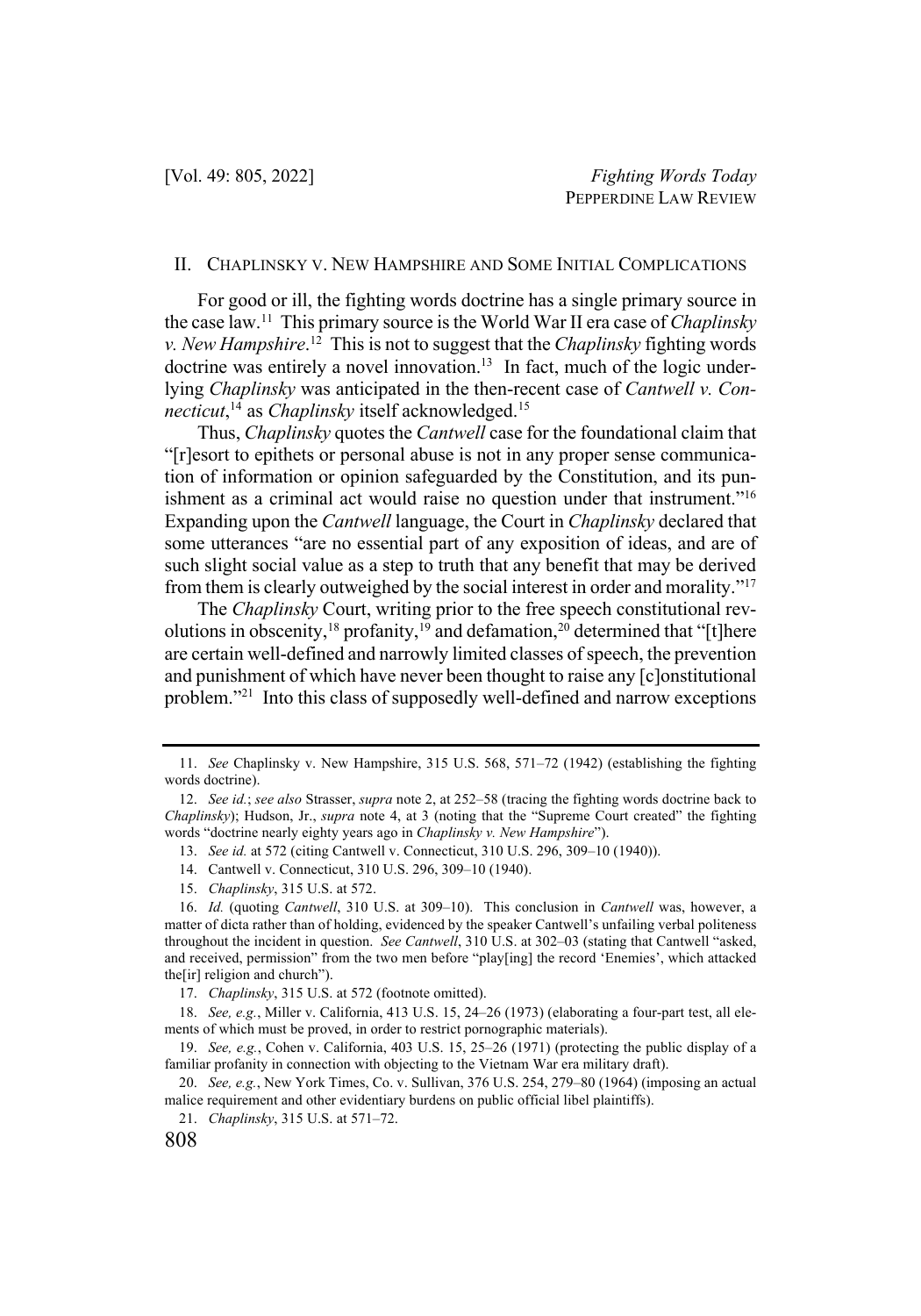## II. CHAPLINSKY V. NEW HAMPSHIRE AND SOME INITIAL COMPLICATIONS

For good or ill, the fighting words doctrine has a single primary source in the case law.[11] This primary source is the World War II era case of *Chaplinsky v. New Hampshire*.[12] This is not to suggest that the *Chaplinsky* fighting words doctrine was entirely a novel innovation.[13] In fact, much of the logic underlying *Chaplinsky* was anticipated in the then-recent case of *Cantwell v. Connecticut*,[14] as *Chaplinsky* itself acknowledged.[15]

Thus, *Chaplinsky* quotes the *Cantwell* case for the foundational claim that "[r]esort to epithets or personal abuse is not in any proper sense communication of information or opinion safeguarded by the Constitution, and its punishment as a criminal act would raise no question under that instrument."[16] Expanding upon the *Cantwell* language, the Court in *Chaplinsky* declared that some utterances "are no essential part of any exposition of ideas, and are of such slight social value as a step to truth that any benefit that may be derived from them is clearly outweighed by the social interest in order and morality."[17]

The *Chaplinsky* Court, writing prior to the free speech constitutional revolutions in obscenity,[18] profanity,[19] and defamation,[20] determined that "[t]here are certain well-defined and narrowly limited classes of speech, the prevention and punishment of which have never been thought to raise any [c]onstitutional problem."[21] Into this class of supposedly well-defined and narrow exceptions

---

11. *See* Chaplinsky v. New Hampshire, 315 U.S. 568, 571–72 (1942) (establishing the fighting words doctrine).

12. *See id.*; *see also* Strasser, *supra* note 2, at 252–58 (tracing the fighting words doctrine back to *Chaplinsky*); Hudson, Jr., *supra* note 4, at 3 (noting that the "Supreme Court created" the fighting words "doctrine nearly eighty years ago in *Chaplinsky v. New Hampshire*").

13. *See id.* at 572 (citing Cantwell v. Connecticut, 310 U.S. 296, 309–10 (1940)).

14. Cantwell v. Connecticut, 310 U.S. 296, 309–10 (1940).

15. *Chaplinsky*, 315 U.S. at 572.

16. *Id.* (quoting *Cantwell*, 310 U.S. at 309–10). This conclusion in *Cantwell* was, however, a matter of dicta rather than of holding, evidenced by the speaker Cantwell's unfailing verbal politeness throughout the incident in question. *See Cantwell*, 310 U.S. at 302–03 (stating that Cantwell "asked, and received, permission" from the two men before "play[ing] the record 'Enemies', which attacked the[ir] religion and church").

17. *Chaplinsky*, 315 U.S. at 572 (footnote omitted).

18. *See, e.g.*, Miller v. California, 413 U.S. 15, 24–26 (1973) (elaborating a four-part test, all elements of which must be proved, in order to restrict pornographic materials).

19. *See, e.g.*, Cohen v. California, 403 U.S. 15, 25–26 (1971) (protecting the public display of a familiar profanity in connection with objecting to the Vietnam War era military draft).

20. *See, e.g.*, New York Times, Co. v. Sullivan, 376 U.S. 254, 279–80 (1964) (imposing an actual malice requirement and other evidentiary burdens on public official libel plaintiffs).

21. *Chaplinsky*, 315 U.S. at 571–72.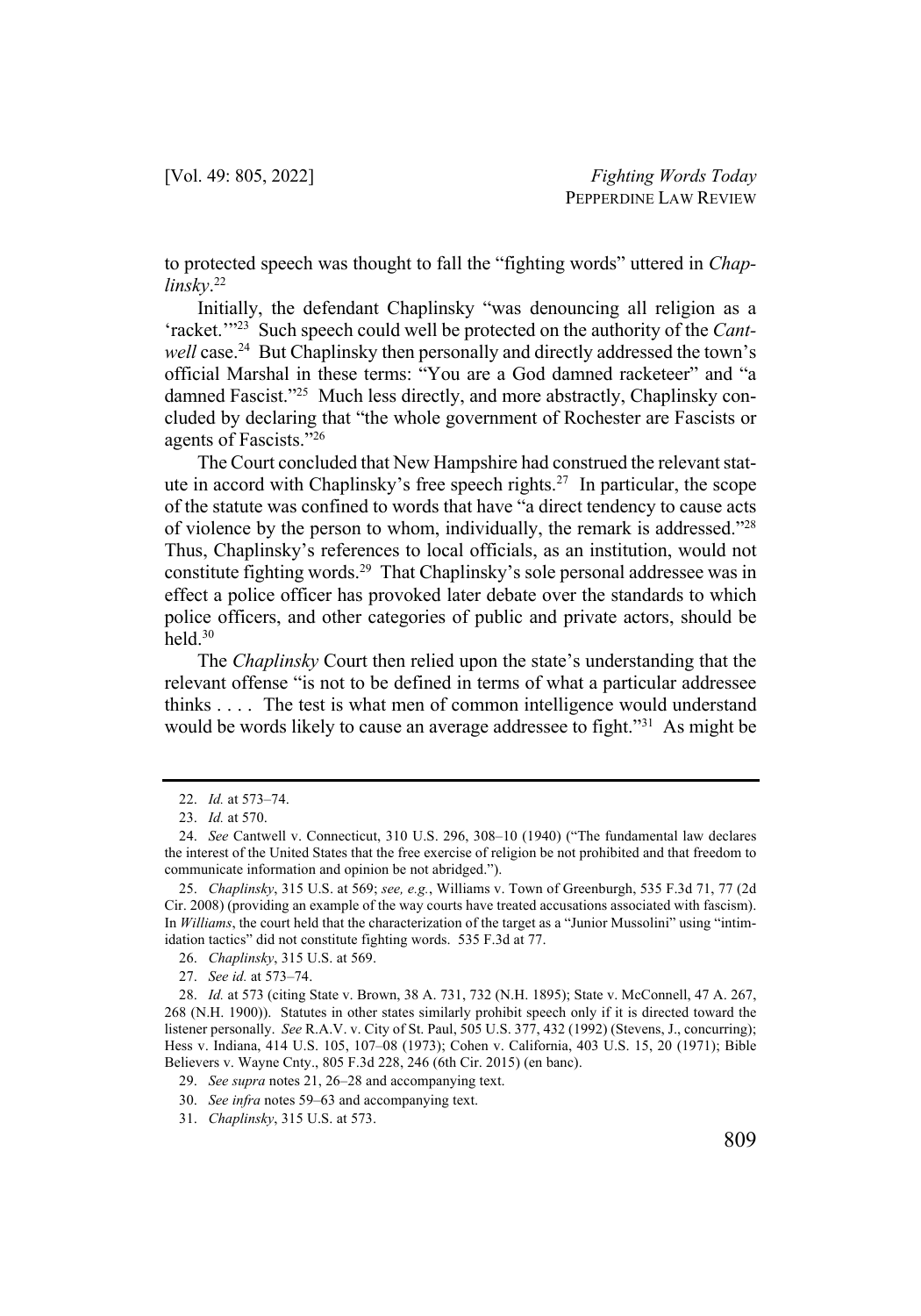to protected speech was thought to fall the "fighting words" uttered in *Chaplinsky*.[22]

Initially, the defendant Chaplinsky "was denouncing all religion as a 'racket.'"[23] Such speech could well be protected on the authority of the *Cantwell* case.[24] But Chaplinsky then personally and directly addressed the town's official Marshal in these terms: "You are a God damned racketeer" and "a damned Fascist."[25] Much less directly, and more abstractly, Chaplinsky concluded by declaring that "the whole government of Rochester are Fascists or agents of Fascists."[26]

The Court concluded that New Hampshire had construed the relevant statute in accord with Chaplinsky's free speech rights.[27] In particular, the scope of the statute was confined to words that have "a direct tendency to cause acts of violence by the person to whom, individually, the remark is addressed."[28] Thus, Chaplinsky's references to local officials, as an institution, would not constitute fighting words.[29] That Chaplinsky's sole personal addressee was in effect a police officer has provoked later debate over the standards to which police officers, and other categories of public and private actors, should be held.[30]

The *Chaplinsky* Court then relied upon the state's understanding that the relevant offense "is not to be defined in terms of what a particular addressee thinks . . . . The test is what men of common intelligence would understand would be words likely to cause an average addressee to fight."[31] As might be

---

22. *Id.* at 573–74.

23. *Id.* at 570.

24. *See* Cantwell v. Connecticut, 310 U.S. 296, 308–10 (1940) ("The fundamental law declares the interest of the United States that the free exercise of religion be not prohibited and that freedom to communicate information and opinion be not abridged.").

25. *Chaplinsky*, 315 U.S. at 569; *see, e.g.*, Williams v. Town of Greenburgh, 535 F.3d 71, 77 (2d Cir. 2008) (providing an example of the way courts have treated accusations associated with fascism). In *Williams*, the court held that the characterization of the target as a "Junior Mussolini" using "intimidation tactics" did not constitute fighting words. 535 F.3d at 77.

26. *Chaplinsky*, 315 U.S. at 569.

27. *See id.* at 573–74.

28. *Id.* at 573 (citing State v. Brown, 38 A. 731, 732 (N.H. 1895); State v. McConnell, 47 A. 267, 268 (N.H. 1900)). Statutes in other states similarly prohibit speech only if it is directed toward the listener personally. *See* R.A.V. v. City of St. Paul, 505 U.S. 377, 432 (1992) (Stevens, J., concurring); Hess v. Indiana, 414 U.S. 105, 107–08 (1973); Cohen v. California, 403 U.S. 15, 20 (1971); Bible Believers v. Wayne Cnty., 805 F.3d 228, 246 (6th Cir. 2015) (en banc).

29. *See supra* notes 21, 26–28 and accompanying text.

30. *See infra* notes 59–63 and accompanying text.

31. *Chaplinsky*, 315 U.S. at 573.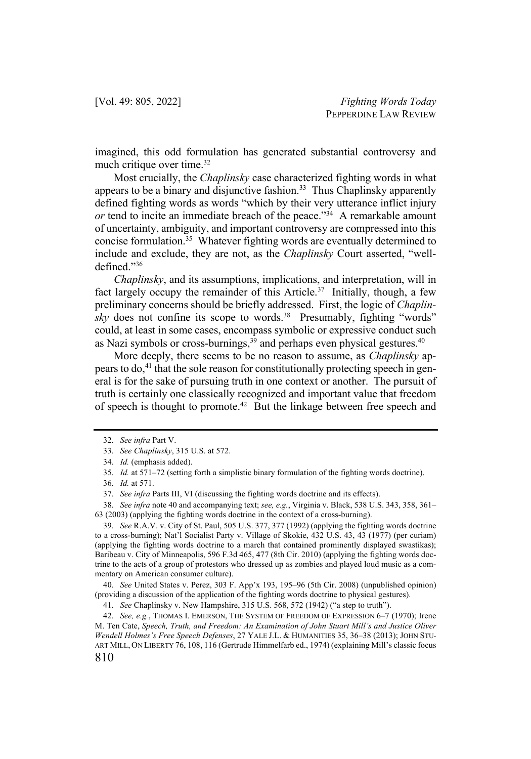imagined, this odd formulation has generated substantial controversy and much critique over time.[32]

Most crucially, the *Chaplinsky* case characterized fighting words in what appears to be a binary and disjunctive fashion.[33] Thus Chaplinsky apparently defined fighting words as words "which by their very utterance inflict injury *or* tend to incite an immediate breach of the peace."[34] A remarkable amount of uncertainty, ambiguity, and important controversy are compressed into this concise formulation.[35] Whatever fighting words are eventually determined to include and exclude, they are not, as the *Chaplinsky* Court asserted, "well-defined."[36]

*Chaplinsky*, and its assumptions, implications, and interpretation, will in fact largely occupy the remainder of this Article.[37] Initially, though, a few preliminary concerns should be briefly addressed. First, the logic of *Chaplinsky* does not confine its scope to words.[38] Presumably, fighting "words" could, at least in some cases, encompass symbolic or expressive conduct such as Nazi symbols or cross-burnings,[39] and perhaps even physical gestures.[40]

More deeply, there seems to be no reason to assume, as *Chaplinsky* appears to do,[41] that the sole reason for constitutionally protecting speech in general is for the sake of pursuing truth in one context or another. The pursuit of truth is certainly one classically recognized and important value that freedom of speech is thought to promote.[42] But the linkage between free speech and

---

32. *See infra* Part V.

33. *See Chaplinsky*, 315 U.S. at 572.

34. *Id.* (emphasis added).

35. *Id.* at 571–72 (setting forth a simplistic binary formulation of the fighting words doctrine).

36. *Id.* at 571.

37. *See infra* Parts III, VI (discussing the fighting words doctrine and its effects).

38. *See infra* note 40 and accompanying text; *see, e.g.*, Virginia v. Black, 538 U.S. 343, 358, 361–63 (2003) (applying the fighting words doctrine in the context of a cross-burning).

39. *See* R.A.V. v. City of St. Paul, 505 U.S. 377, 377 (1992) (applying the fighting words doctrine to a cross-burning); Nat'l Socialist Party v. Village of Skokie, 432 U.S. 43, 43 (1977) (per curiam) (applying the fighting words doctrine to a march that contained prominently displayed swastikas); Baribeau v. City of Minneapolis, 596 F.3d 465, 477 (8th Cir. 2010) (applying the fighting words doctrine to the acts of a group of protestors who dressed up as zombies and played loud music as a commentary on American consumer culture).

40. *See* United States v. Perez, 303 F. App'x 193, 195–96 (5th Cir. 2008) (unpublished opinion) (providing a discussion of the application of the fighting words doctrine to physical gestures).

41. *See* Chaplinsky v. New Hampshire, 315 U.S. 568, 572 (1942) ("a step to truth").

42. *See, e.g.*, THOMAS I. EMERSON, THE SYSTEM OF FREEDOM OF EXPRESSION 6–7 (1970); Irene M. Ten Cate, *Speech, Truth, and Freedom: An Examination of John Stuart Mill's and Justice Oliver Wendell Holmes's Free Speech Defenses*, 27 YALE J.L. & HUMANITIES 35, 36–38 (2013); JOHN STUART MILL, ON LIBERTY 76, 108, 116 (Gertrude Himmelfarb ed., 1974) (explaining Mill's classic focus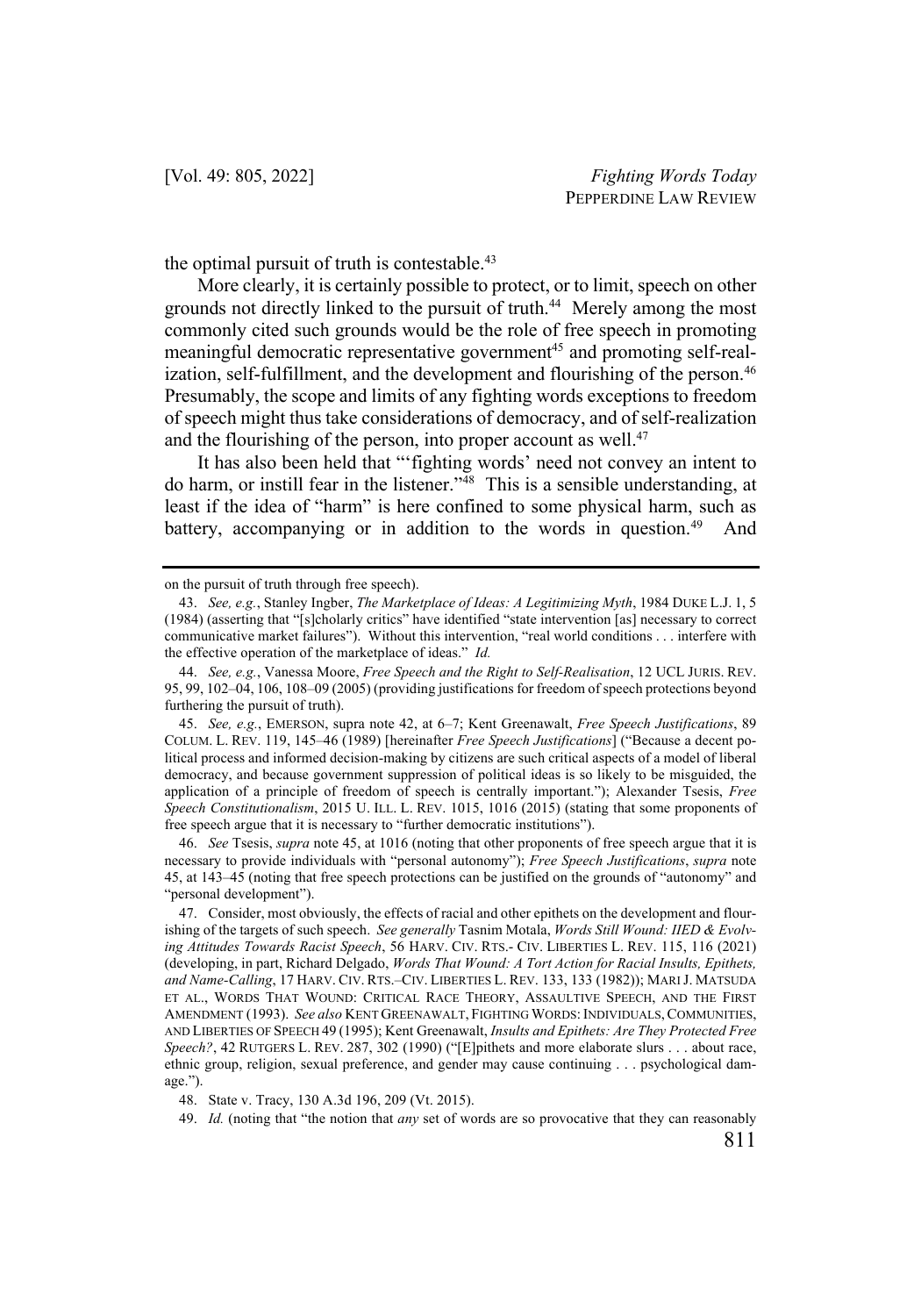the optimal pursuit of truth is contestable.[43]

More clearly, it is certainly possible to protect, or to limit, speech on other grounds not directly linked to the pursuit of truth.[44] Merely among the most commonly cited such grounds would be the role of free speech in promoting meaningful democratic representative government[45] and promoting self-realization, self-fulfillment, and the development and flourishing of the person.[46] Presumably, the scope and limits of any fighting words exceptions to freedom of speech might thus take considerations of democracy, and of self-realization and the flourishing of the person, into proper account as well.[47]

It has also been held that "'fighting words' need not convey an intent to do harm, or instill fear in the listener."[48] This is a sensible understanding, at least if the idea of "harm" is here confined to some physical harm, such as battery, accompanying or in addition to the words in question.[49] And

---

on the pursuit of truth through free speech).

43. *See, e.g.*, Stanley Ingber, *The Marketplace of Ideas: A Legitimizing Myth*, 1984 DUKE L.J. 1, 5 (1984) (asserting that "[s]cholarly critics" have identified "state intervention [as] necessary to correct communicative market failures"). Without this intervention, "real world conditions . . . interfere with the effective operation of the marketplace of ideas." *Id.*

44. *See, e.g.*, Vanessa Moore, *Free Speech and the Right to Self-Realisation*, 12 UCL JURIS. REV. 95, 99, 102–04, 106, 108–09 (2005) (providing justifications for freedom of speech protections beyond furthering the pursuit of truth).

45. *See, e.g.*, EMERSON, supra note 42, at 6–7; Kent Greenawalt, *Free Speech Justifications*, 89 COLUM. L. REV. 119, 145–46 (1989) [hereinafter *Free Speech Justifications*] ("Because a decent political process and informed decision-making by citizens are such critical aspects of a model of liberal democracy, and because government suppression of political ideas is so likely to be misguided, the application of a principle of freedom of speech is centrally important."); Alexander Tsesis, *Free Speech Constitutionalism*, 2015 U. ILL. L. REV. 1015, 1016 (2015) (stating that some proponents of free speech argue that it is necessary to "further democratic institutions").

46. *See* Tsesis, *supra* note 45, at 1016 (noting that other proponents of free speech argue that it is necessary to provide individuals with "personal autonomy"); *Free Speech Justifications*, *supra* note 45, at 143–45 (noting that free speech protections can be justified on the grounds of "autonomy" and "personal development").

47. Consider, most obviously, the effects of racial and other epithets on the development and flourishing of the targets of such speech. *See generally* Tasnim Motala, *Words Still Wound: IIED & Evolving Attitudes Towards Racist Speech*, 56 HARV. CIV. RTS.- CIV. LIBERTIES L. REV. 115, 116 (2021) (developing, in part, Richard Delgado, *Words That Wound: A Tort Action for Racial Insults, Epithets, and Name-Calling*, 17 HARV. CIV. RTS.–CIV. LIBERTIES L. REV. 133, 133 (1982)); MARI J. MATSUDA ET AL., WORDS THAT WOUND: CRITICAL RACE THEORY, ASSAULTIVE SPEECH, AND THE FIRST AMENDMENT (1993). *See also* KENT GREENAWALT, FIGHTING WORDS: INDIVIDUALS, COMMUNITIES, AND LIBERTIES OF SPEECH 49 (1995); Kent Greenawalt, *Insults and Epithets: Are They Protected Free Speech?*, 42 RUTGERS L. REV. 287, 302 (1990) ("[E]pithets and more elaborate slurs . . . about race, ethnic group, religion, sexual preference, and gender may cause continuing . . . psychological damage.").

48. State v. Tracy, 130 A.3d 196, 209 (Vt. 2015).

49. *Id.* (noting that "the notion that *any* set of words are so provocative that they can reasonably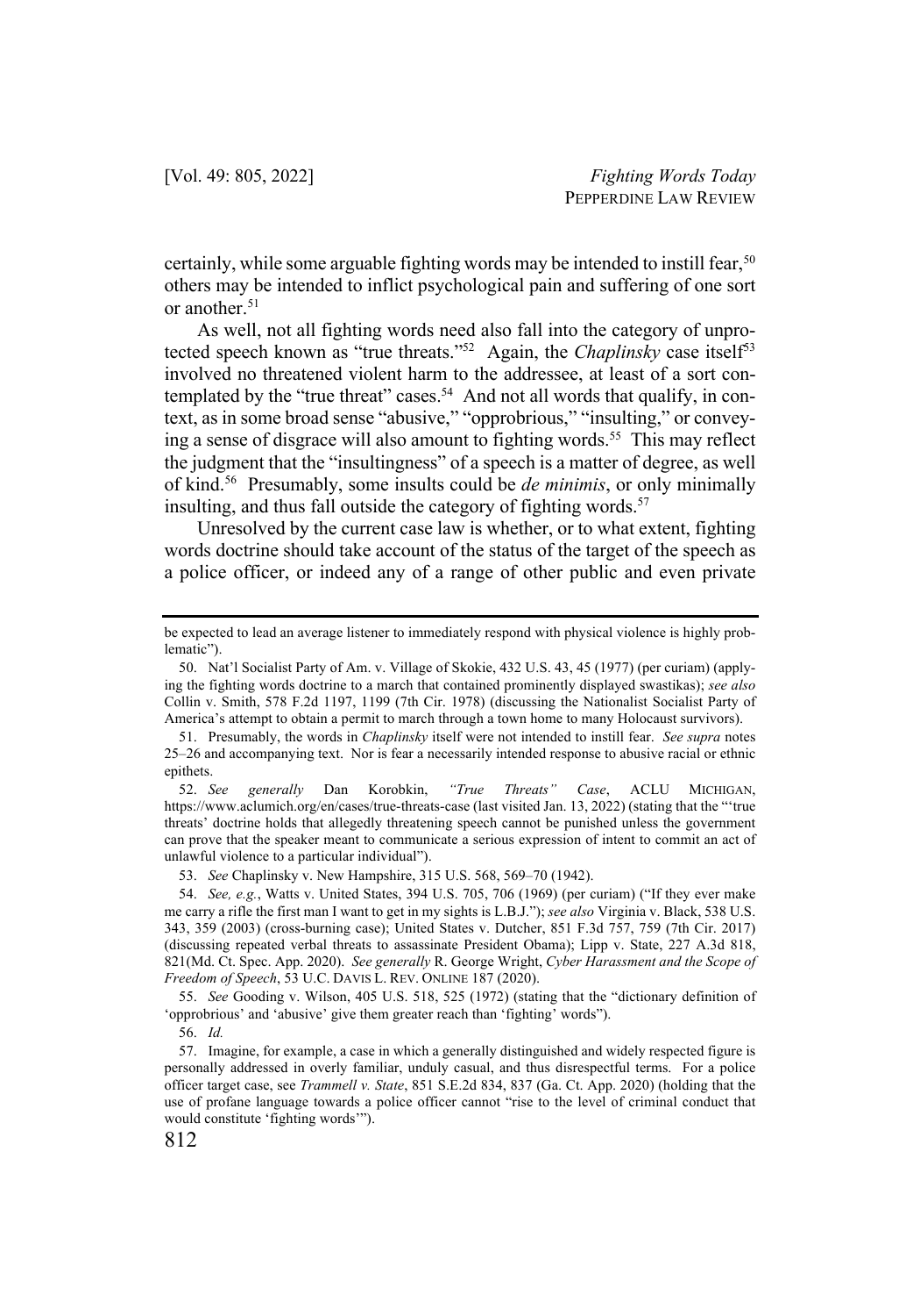certainly, while some arguable fighting words may be intended to instill fear,[50] others may be intended to inflict psychological pain and suffering of one sort or another.[51]

As well, not all fighting words need also fall into the category of unprotected speech known as "true threats."[52] Again, the *Chaplinsky* case itself[53] involved no threatened violent harm to the addressee, at least of a sort contemplated by the "true threat" cases.[54] And not all words that qualify, in context, as in some broad sense "abusive," "opprobrious," "insulting," or conveying a sense of disgrace will also amount to fighting words.[55] This may reflect the judgment that the "insultingness" of a speech is a matter of degree, as well of kind.[56] Presumably, some insults could be *de minimis*, or only minimally insulting, and thus fall outside the category of fighting words.[57]

Unresolved by the current case law is whether, or to what extent, fighting words doctrine should take account of the status of the target of the speech as a police officer, or indeed any of a range of other public and even private

---

be expected to lead an average listener to immediately respond with physical violence is highly problematic").

50. Nat'l Socialist Party of Am. v. Village of Skokie, 432 U.S. 43, 45 (1977) (per curiam) (applying the fighting words doctrine to a march that contained prominently displayed swastikas); *see also* Collin v. Smith, 578 F.2d 1197, 1199 (7th Cir. 1978) (discussing the Nationalist Socialist Party of America's attempt to obtain a permit to march through a town home to many Holocaust survivors).

51. Presumably, the words in *Chaplinsky* itself were not intended to instill fear. *See supra* notes 25–26 and accompanying text. Nor is fear a necessarily intended response to abusive racial or ethnic epithets.

52. *See generally* Dan Korobkin, *"True Threats" Case*, ACLU MICHIGAN, https://www.aclumich.org/en/cases/true-threats-case (last visited Jan. 13, 2022) (stating that the "'true threats' doctrine holds that allegedly threatening speech cannot be punished unless the government can prove that the speaker meant to communicate a serious expression of intent to commit an act of unlawful violence to a particular individual").

53. *See* Chaplinsky v. New Hampshire, 315 U.S. 568, 569–70 (1942).

54. *See, e.g.*, Watts v. United States, 394 U.S. 705, 706 (1969) (per curiam) ("If they ever make me carry a rifle the first man I want to get in my sights is L.B.J."); *see also* Virginia v. Black, 538 U.S. 343, 359 (2003) (cross-burning case); United States v. Dutcher, 851 F.3d 757, 759 (7th Cir. 2017) (discussing repeated verbal threats to assassinate President Obama); Lipp v. State, 227 A.3d 818, 821(Md. Ct. Spec. App. 2020). *See generally* R. George Wright, *Cyber Harassment and the Scope of Freedom of Speech*, 53 U.C. DAVIS L. REV. ONLINE 187 (2020).

55. *See* Gooding v. Wilson, 405 U.S. 518, 525 (1972) (stating that the "dictionary definition of 'opprobrious' and 'abusive' give them greater reach than 'fighting' words").

56. *Id.*

57. Imagine, for example, a case in which a generally distinguished and widely respected figure is personally addressed in overly familiar, unduly casual, and thus disrespectful terms. For a police officer target case, see *Trammell v. State*, 851 S.E.2d 834, 837 (Ga. Ct. App. 2020) (holding that the use of profane language towards a police officer cannot "rise to the level of criminal conduct that would constitute 'fighting words'").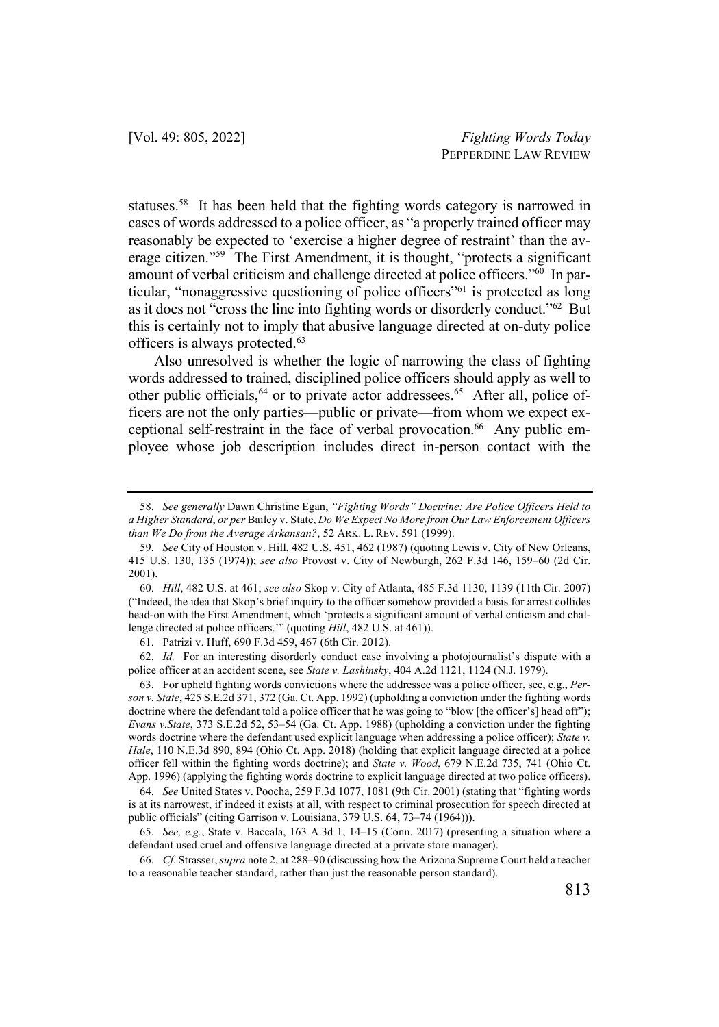statuses.[58] It has been held that the fighting words category is narrowed in cases of words addressed to a police officer, as "a properly trained officer may reasonably be expected to 'exercise a higher degree of restraint' than the average citizen."[59] The First Amendment, it is thought, "protects a significant amount of verbal criticism and challenge directed at police officers."[60] In particular, "nonaggressive questioning of police officers"[61] is protected as long as it does not "cross the line into fighting words or disorderly conduct."[62] But this is certainly not to imply that abusive language directed at on-duty police officers is always protected.[63]

Also unresolved is whether the logic of narrowing the class of fighting words addressed to trained, disciplined police officers should apply as well to other public officials,[64] or to private actor addressees.[65] After all, police officers are not the only parties—public or private—from whom we expect exceptional self-restraint in the face of verbal provocation.[66] Any public employee whose job description includes direct in-person contact with the

---

58. *See generally* Dawn Christine Egan, *"Fighting Words" Doctrine: Are Police Officers Held to a Higher Standard*, *or per* Bailey v. State, *Do We Expect No More from Our Law Enforcement Officers than We Do from the Average Arkansan?*, 52 ARK. L. REV. 591 (1999).

59. *See* City of Houston v. Hill, 482 U.S. 451, 462 (1987) (quoting Lewis v. City of New Orleans, 415 U.S. 130, 135 (1974)); *see also* Provost v. City of Newburgh, 262 F.3d 146, 159–60 (2d Cir. 2001).

60. *Hill*, 482 U.S. at 461; *see also* Skop v. City of Atlanta, 485 F.3d 1130, 1139 (11th Cir. 2007) ("Indeed, the idea that Skop's brief inquiry to the officer somehow provided a basis for arrest collides head-on with the First Amendment, which 'protects a significant amount of verbal criticism and challenge directed at police officers.'" (quoting *Hill*, 482 U.S. at 461)).

61. Patrizi v. Huff, 690 F.3d 459, 467 (6th Cir. 2012).

62. *Id.* For an interesting disorderly conduct case involving a photojournalist's dispute with a police officer at an accident scene, see *State v. Lashinsky*, 404 A.2d 1121, 1124 (N.J. 1979).

63. For upheld fighting words convictions where the addressee was a police officer, see, e.g., *Person v. State*, 425 S.E.2d 371, 372 (Ga. Ct. App. 1992) (upholding a conviction under the fighting words doctrine where the defendant told a police officer that he was going to "blow [the officer's] head off"); *Evans v.State*, 373 S.E.2d 52, 53–54 (Ga. Ct. App. 1988) (upholding a conviction under the fighting words doctrine where the defendant used explicit language when addressing a police officer); *State v. Hale*, 110 N.E.3d 890, 894 (Ohio Ct. App. 2018) (holding that explicit language directed at a police officer fell within the fighting words doctrine); and *State v. Wood*, 679 N.E.2d 735, 741 (Ohio Ct. App. 1996) (applying the fighting words doctrine to explicit language directed at two police officers).

64. *See* United States v. Poocha, 259 F.3d 1077, 1081 (9th Cir. 2001) (stating that "fighting words is at its narrowest, if indeed it exists at all, with respect to criminal prosecution for speech directed at public officials" (citing Garrison v. Louisiana, 379 U.S. 64, 73–74 (1964))).

65. *See, e.g.*, State v. Baccala, 163 A.3d 1, 14–15 (Conn. 2017) (presenting a situation where a defendant used cruel and offensive language directed at a private store manager).

66. *Cf.* Strasser, *supra* note 2, at 288–90 (discussing how the Arizona Supreme Court held a teacher to a reasonable teacher standard, rather than just the reasonable person standard).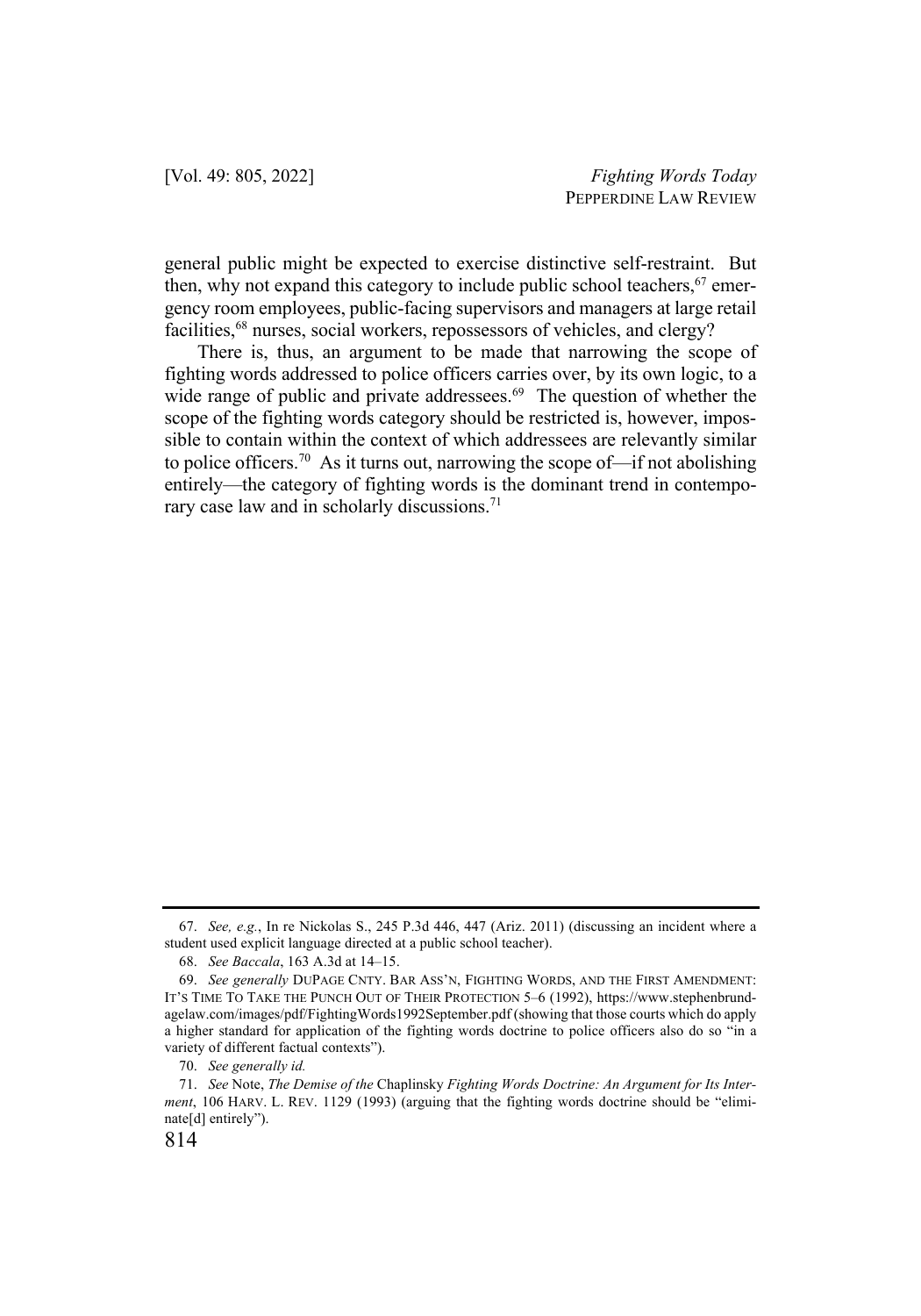general public might be expected to exercise distinctive self-restraint. But then, why not expand this category to include public school teachers,[67] emergency room employees, public-facing supervisors and managers at large retail facilities,[68] nurses, social workers, repossessors of vehicles, and clergy?

There is, thus, an argument to be made that narrowing the scope of fighting words addressed to police officers carries over, by its own logic, to a wide range of public and private addressees.[69] The question of whether the scope of the fighting words category should be restricted is, however, impossible to contain within the context of which addressees are relevantly similar to police officers.[70] As it turns out, narrowing the scope of—if not abolishing entirely—the category of fighting words is the dominant trend in contemporary case law and in scholarly discussions.[71]

---

67. *See, e.g.*, In re Nickolas S., 245 P.3d 446, 447 (Ariz. 2011) (discussing an incident where a student used explicit language directed at a public school teacher).

68. *See Baccala*, 163 A.3d at 14–15.

69. *See generally* DUPAGE CNTY. BAR ASS'N, FIGHTING WORDS, AND THE FIRST AMENDMENT: IT'S TIME TO TAKE THE PUNCH OUT OF THEIR PROTECTION 5–6 (1992), https://www.stephenbrundagelaw.com/images/pdf/FightingWords1992September.pdf (showing that those courts which do apply a higher standard for application of the fighting words doctrine to police officers also do so "in a variety of different factual contexts").

70. *See generally id.*

71. *See* Note, *The Demise of the* Chaplinsky *Fighting Words Doctrine: An Argument for Its Interment*, 106 HARV. L. REV. 1129 (1993) (arguing that the fighting words doctrine should be "eliminate[d] entirely").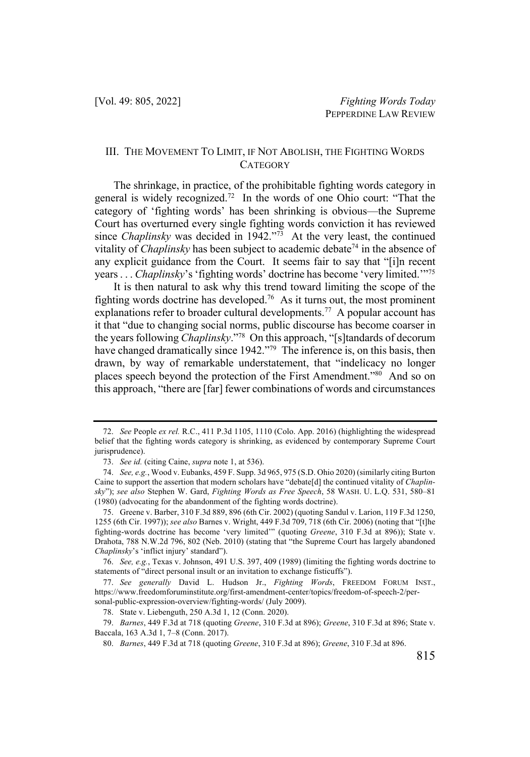## III. The Movement To Limit, if Not Abolish, the Fighting Words Category

The shrinkage, in practice, of the prohibitable fighting words category in general is widely recognized.[72] In the words of one Ohio court: "That the category of 'fighting words' has been shrinking is obvious—the Supreme Court has overturned every single fighting words conviction it has reviewed since *Chaplinsky* was decided in 1942."[73] At the very least, the continued vitality of *Chaplinsky* has been subject to academic debate[74] in the absence of any explicit guidance from the Court. It seems fair to say that "[i]n recent years . . . *Chaplinsky*'s 'fighting words' doctrine has become 'very limited.'"[75]

It is then natural to ask why this trend toward limiting the scope of the fighting words doctrine has developed.[76] As it turns out, the most prominent explanations refer to broader cultural developments.[77] A popular account has it that "due to changing social norms, public discourse has become coarser in the years following *Chaplinsky*."[78] On this approach, "[s]tandards of decorum have changed dramatically since 1942."[79] The inference is, on this basis, then drawn, by way of remarkable understatement, that "indelicacy no longer places speech beyond the protection of the First Amendment."[80] And so on this approach, "there are [far] fewer combinations of words and circumstances

---

72. *See* People *ex rel.* R.C., 411 P.3d 1105, 1110 (Colo. App. 2016) (highlighting the widespread belief that the fighting words category is shrinking, as evidenced by contemporary Supreme Court jurisprudence).

73. *See id.* (citing Caine, *supra* note 1, at 536).

74. *See, e.g.*, Wood v. Eubanks, 459 F. Supp. 3d 965, 975 (S.D. Ohio 2020) (similarly citing Burton Caine to support the assertion that modern scholars have "debate[d] the continued vitality of *Chaplinsky*"); *see also* Stephen W. Gard, *Fighting Words as Free Speech*, 58 Wash. U. L.Q. 531, 580–81 (1980) (advocating for the abandonment of the fighting words doctrine).

75. Greene v. Barber, 310 F.3d 889, 896 (6th Cir. 2002) (quoting Sandul v. Larion, 119 F.3d 1250, 1255 (6th Cir. 1997)); *see also* Barnes v. Wright, 449 F.3d 709, 718 (6th Cir. 2006) (noting that "[t]he fighting-words doctrine has become 'very limited'" (quoting *Greene*, 310 F.3d at 896)); State v. Drahota, 788 N.W.2d 796, 802 (Neb. 2010) (stating that "the Supreme Court has largely abandoned *Chaplinsky*'s 'inflict injury' standard").

76. *See, e.g.*, Texas v. Johnson, 491 U.S. 397, 409 (1989) (limiting the fighting words doctrine to statements of "direct personal insult or an invitation to exchange fisticuffs").

77. *See generally* David L. Hudson Jr., *Fighting Words*, Freedom Forum Inst., https://www.freedomforuminstitute.org/first-amendment-center/topics/freedom-of-speech-2/personal-public-expression-overview/fighting-words/ (July 2009).

78. State v. Liebenguth, 250 A.3d 1, 12 (Conn. 2020).

79. *Barnes*, 449 F.3d at 718 (quoting *Greene*, 310 F.3d at 896); *Greene*, 310 F.3d at 896; State v. Baccala, 163 A.3d 1, 7–8 (Conn. 2017).

80. *Barnes*, 449 F.3d at 718 (quoting *Greene*, 310 F.3d at 896); *Greene*, 310 F.3d at 896.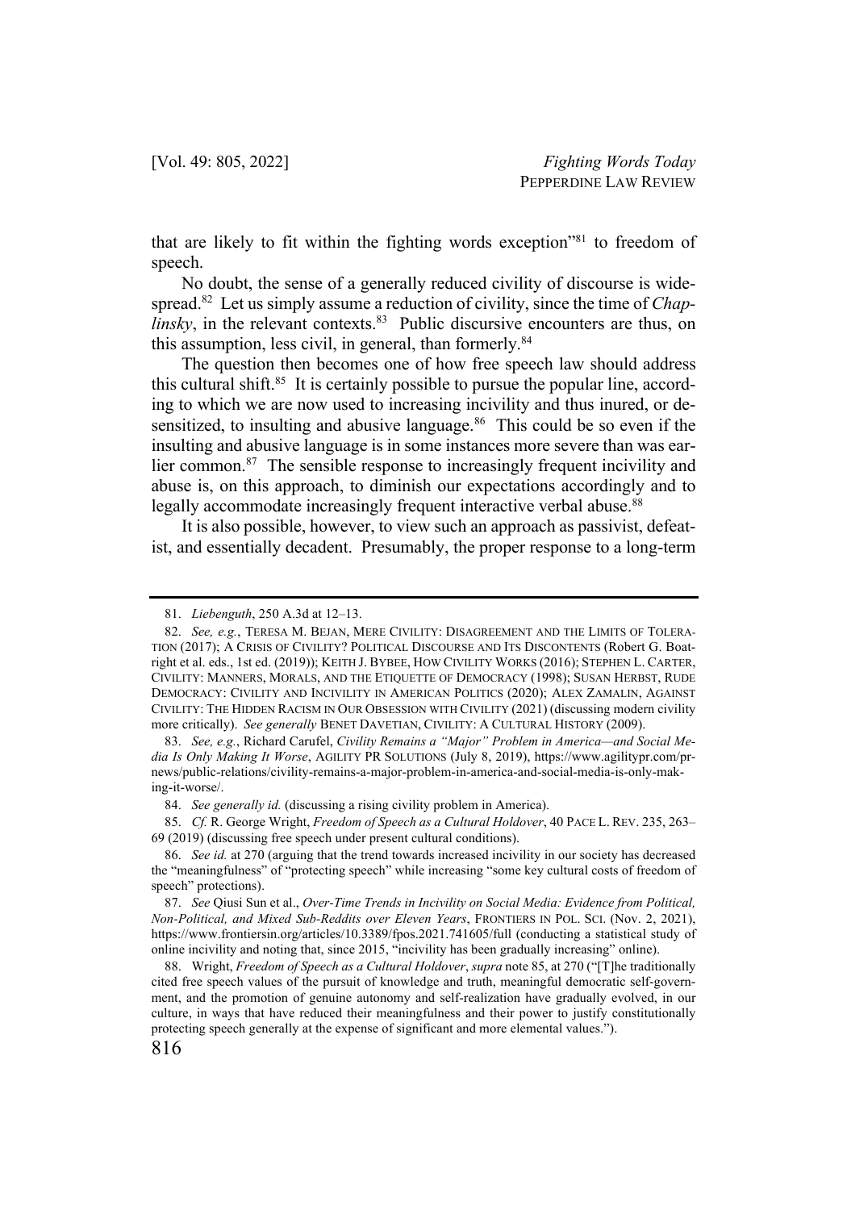that are likely to fit within the fighting words exception"[81] to freedom of speech.

No doubt, the sense of a generally reduced civility of discourse is widespread.[82] Let us simply assume a reduction of civility, since the time of *Chaplinsky*, in the relevant contexts.[83] Public discursive encounters are thus, on this assumption, less civil, in general, than formerly.[84]

The question then becomes one of how free speech law should address this cultural shift.[85] It is certainly possible to pursue the popular line, according to which we are now used to increasing incivility and thus inured, or desensitized, to insulting and abusive language.[86] This could be so even if the insulting and abusive language is in some instances more severe than was earlier common.[87] The sensible response to increasingly frequent incivility and abuse is, on this approach, to diminish our expectations accordingly and to legally accommodate increasingly frequent interactive verbal abuse.[88]

It is also possible, however, to view such an approach as passivist, defeatist, and essentially decadent. Presumably, the proper response to a long-term

---

81. *Liebenguth*, 250 A.3d at 12–13.

82. *See, e.g.*, TERESA M. BEJAN, MERE CIVILITY: DISAGREEMENT AND THE LIMITS OF TOLERATION (2017); A CRISIS OF CIVILITY? POLITICAL DISCOURSE AND ITS DISCONTENTS (Robert G. Boatright et al. eds., 1st ed. (2019)); KEITH J. BYBEE, HOW CIVILITY WORKS (2016); STEPHEN L. CARTER, CIVILITY: MANNERS, MORALS, AND THE ETIQUETTE OF DEMOCRACY (1998); SUSAN HERBST, RUDE DEMOCRACY: CIVILITY AND INCIVILITY IN AMERICAN POLITICS (2020); ALEX ZAMALIN, AGAINST CIVILITY: THE HIDDEN RACISM IN OUR OBSESSION WITH CIVILITY (2021) (discussing modern civility more critically). *See generally* BENET DAVETIAN, CIVILITY: A CULTURAL HISTORY (2009).

83. *See, e.g.*, Richard Carufel, *Civility Remains a "Major" Problem in America—and Social Media Is Only Making It Worse*, AGILITY PR SOLUTIONS (July 8, 2019), https://www.agilitypr.com/pr-news/public-relations/civility-remains-a-major-problem-in-america-and-social-media-is-only-making-it-worse/.

84. *See generally id.* (discussing a rising civility problem in America).

85. *Cf.* R. George Wright, *Freedom of Speech as a Cultural Holdover*, 40 PACE L. REV. 235, 263–69 (2019) (discussing free speech under present cultural conditions).

86. *See id.* at 270 (arguing that the trend towards increased incivility in our society has decreased the "meaningfulness" of "protecting speech" while increasing "some key cultural costs of freedom of speech" protections).

87. *See* Qiusi Sun et al., *Over-Time Trends in Incivility on Social Media: Evidence from Political, Non-Political, and Mixed Sub-Reddits over Eleven Years*, FRONTIERS IN POL. SCI. (Nov. 2, 2021), https://www.frontiersin.org/articles/10.3389/fpos.2021.741605/full (conducting a statistical study of online incivility and noting that, since 2015, "incivility has been gradually increasing" online).

88. Wright, *Freedom of Speech as a Cultural Holdover*, *supra* note 85, at 270 ("[T]he traditionally cited free speech values of the pursuit of knowledge and truth, meaningful democratic self-government, and the promotion of genuine autonomy and self-realization have gradually evolved, in our culture, in ways that have reduced their meaningfulness and their power to justify constitutionally protecting speech generally at the expense of significant and more elemental values.").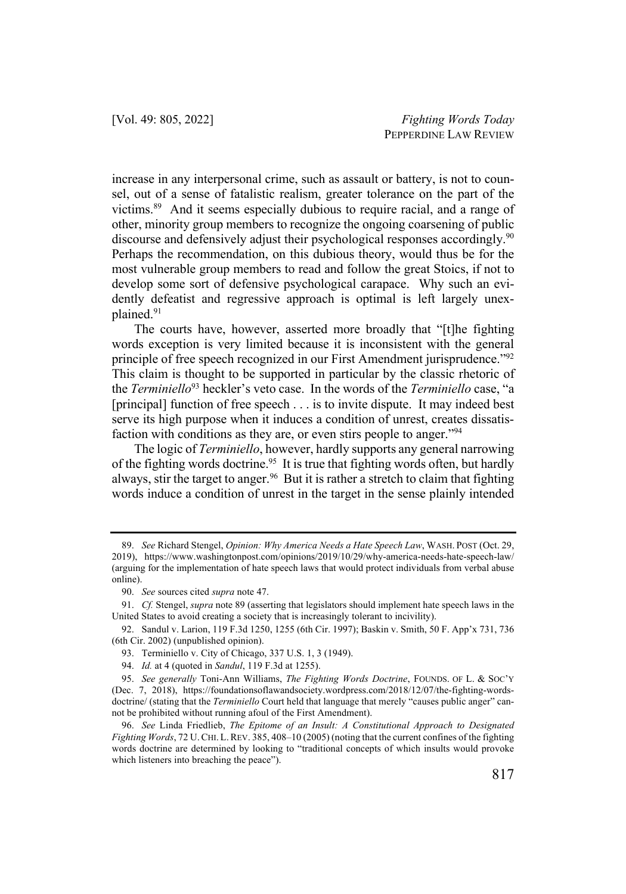increase in any interpersonal crime, such as assault or battery, is not to counsel, out of a sense of fatalistic realism, greater tolerance on the part of the victims.[89] And it seems especially dubious to require racial, and a range of other, minority group members to recognize the ongoing coarsening of public discourse and defensively adjust their psychological responses accordingly.[90] Perhaps the recommendation, on this dubious theory, would thus be for the most vulnerable group members to read and follow the great Stoics, if not to develop some sort of defensive psychological carapace. Why such an evidently defeatist and regressive approach is optimal is left largely unexplained.[91]

The courts have, however, asserted more broadly that "[t]he fighting words exception is very limited because it is inconsistent with the general principle of free speech recognized in our First Amendment jurisprudence."[92] This claim is thought to be supported in particular by the classic rhetoric of the *Terminiello*[93] heckler's veto case. In the words of the *Terminiello* case, "a [principal] function of free speech . . . is to invite dispute. It may indeed best serve its high purpose when it induces a condition of unrest, creates dissatisfaction with conditions as they are, or even stirs people to anger."[94]

The logic of *Terminiello*, however, hardly supports any general narrowing of the fighting words doctrine.[95] It is true that fighting words often, but hardly always, stir the target to anger.[96] But it is rather a stretch to claim that fighting words induce a condition of unrest in the target in the sense plainly intended

---

89. *See* Richard Stengel, *Opinion: Why America Needs a Hate Speech Law*, WASH. POST (Oct. 29, 2019), https://www.washingtonpost.com/opinions/2019/10/29/why-america-needs-hate-speech-law/ (arguing for the implementation of hate speech laws that would protect individuals from verbal abuse online).

90. *See* sources cited *supra* note 47.

91. *Cf.* Stengel, *supra* note 89 (asserting that legislators should implement hate speech laws in the United States to avoid creating a society that is increasingly tolerant to incivility).

92. Sandul v. Larion, 119 F.3d 1250, 1255 (6th Cir. 1997); Baskin v. Smith, 50 F. App'x 731, 736 (6th Cir. 2002) (unpublished opinion).

93. Terminiello v. City of Chicago, 337 U.S. 1, 3 (1949).

94. *Id.* at 4 (quoted in *Sandul*, 119 F.3d at 1255).

95. *See generally* Toni-Ann Williams, *The Fighting Words Doctrine*, FOUNDS. OF L. & SOC'Y (Dec. 7, 2018), https://foundationsoflawandsociety.wordpress.com/2018/12/07/the-fighting-words-doctrine/ (stating that the *Terminiello* Court held that language that merely "causes public anger" cannot be prohibited without running afoul of the First Amendment).

96. *See* Linda Friedlieb, *The Epitome of an Insult: A Constitutional Approach to Designated Fighting Words*, 72 U. CHI. L. REV. 385, 408–10 (2005) (noting that the current confines of the fighting words doctrine are determined by looking to "traditional concepts of which insults would provoke which listeners into breaching the peace").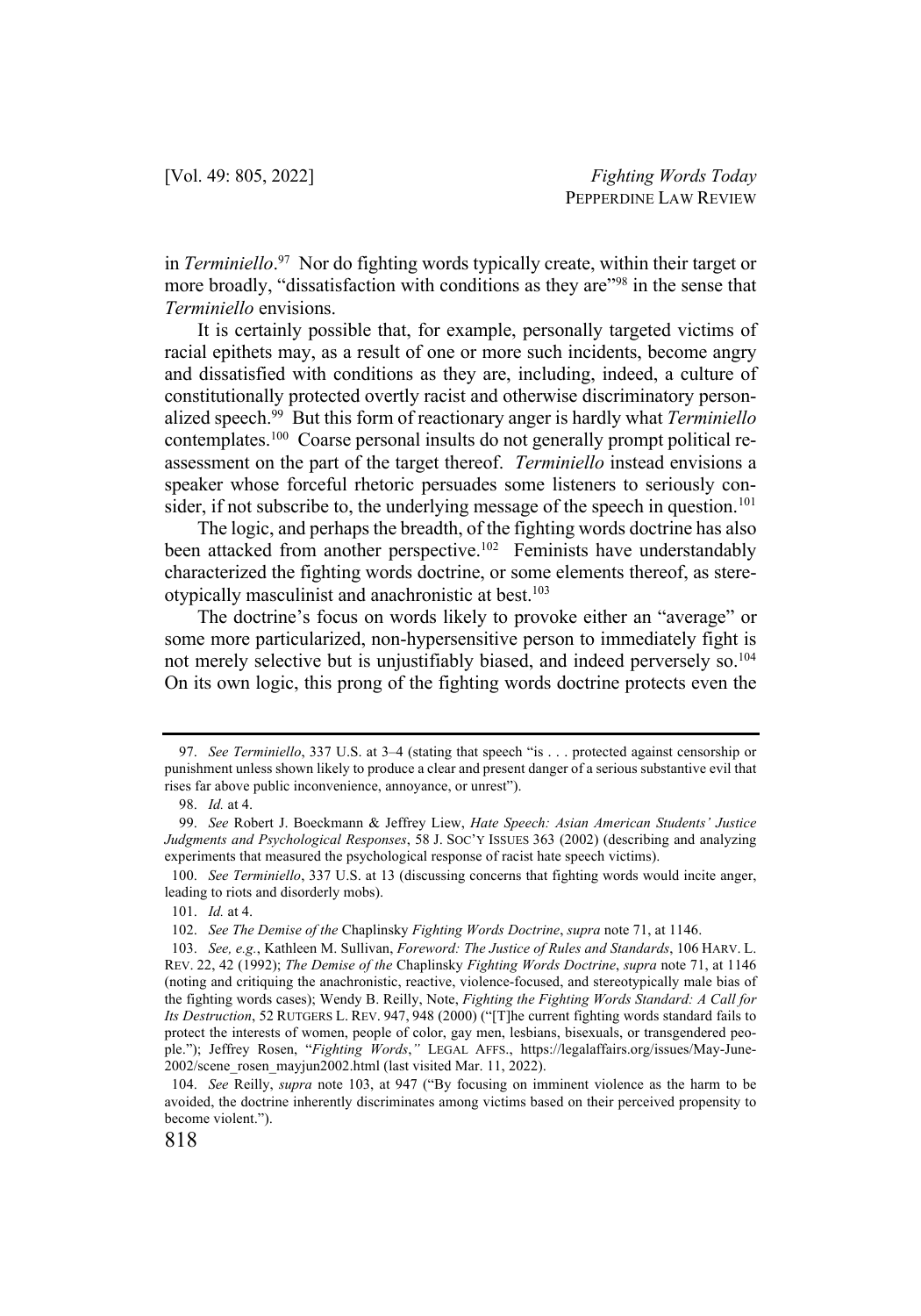in *Terminiello*.[97] Nor do fighting words typically create, within their target or more broadly, "dissatisfaction with conditions as they are"[98] in the sense that *Terminiello* envisions.

It is certainly possible that, for example, personally targeted victims of racial epithets may, as a result of one or more such incidents, become angry and dissatisfied with conditions as they are, including, indeed, a culture of constitutionally protected overtly racist and otherwise discriminatory personalized speech.[99] But this form of reactionary anger is hardly what *Terminiello* contemplates.[100] Coarse personal insults do not generally prompt political reassessment on the part of the target thereof. *Terminiello* instead envisions a speaker whose forceful rhetoric persuades some listeners to seriously consider, if not subscribe to, the underlying message of the speech in question.[101]

The logic, and perhaps the breadth, of the fighting words doctrine has also been attacked from another perspective.[102] Feminists have understandably characterized the fighting words doctrine, or some elements thereof, as stereotypically masculinist and anachronistic at best.[103]

The doctrine's focus on words likely to provoke either an "average" or some more particularized, non-hypersensitive person to immediately fight is not merely selective but is unjustifiably biased, and indeed perversely so.[104] On its own logic, this prong of the fighting words doctrine protects even the

---

97. *See Terminiello*, 337 U.S. at 3–4 (stating that speech "is . . . protected against censorship or punishment unless shown likely to produce a clear and present danger of a serious substantive evil that rises far above public inconvenience, annoyance, or unrest").

98. *Id.* at 4.

99. *See* Robert J. Boeckmann & Jeffrey Liew, *Hate Speech: Asian American Students' Justice Judgments and Psychological Responses*, 58 J. SOC'Y ISSUES 363 (2002) (describing and analyzing experiments that measured the psychological response of racist hate speech victims).

100. *See Terminiello*, 337 U.S. at 13 (discussing concerns that fighting words would incite anger, leading to riots and disorderly mobs).

101. *Id.* at 4.

102. *See The Demise of the* Chaplinsky *Fighting Words Doctrine*, *supra* note 71, at 1146.

103. *See, e.g.*, Kathleen M. Sullivan, *Foreword: The Justice of Rules and Standards*, 106 HARV. L. REV. 22, 42 (1992); *The Demise of the* Chaplinsky *Fighting Words Doctrine*, *supra* note 71, at 1146 (noting and critiquing the anachronistic, reactive, violence-focused, and stereotypically male bias of the fighting words cases); Wendy B. Reilly, Note, *Fighting the Fighting Words Standard: A Call for Its Destruction*, 52 RUTGERS L. REV. 947, 948 (2000) ("[T]he current fighting words standard fails to protect the interests of women, people of color, gay men, lesbians, bisexuals, or transgendered people."); Jeffrey Rosen, "*Fighting Words*,*"* LEGAL AFFS., https://legalaffairs.org/issues/May-June-2002/scene_rosen_mayjun2002.html (last visited Mar. 11, 2022).

104. *See* Reilly, *supra* note 103, at 947 ("By focusing on imminent violence as the harm to be avoided, the doctrine inherently discriminates among victims based on their perceived propensity to become violent.").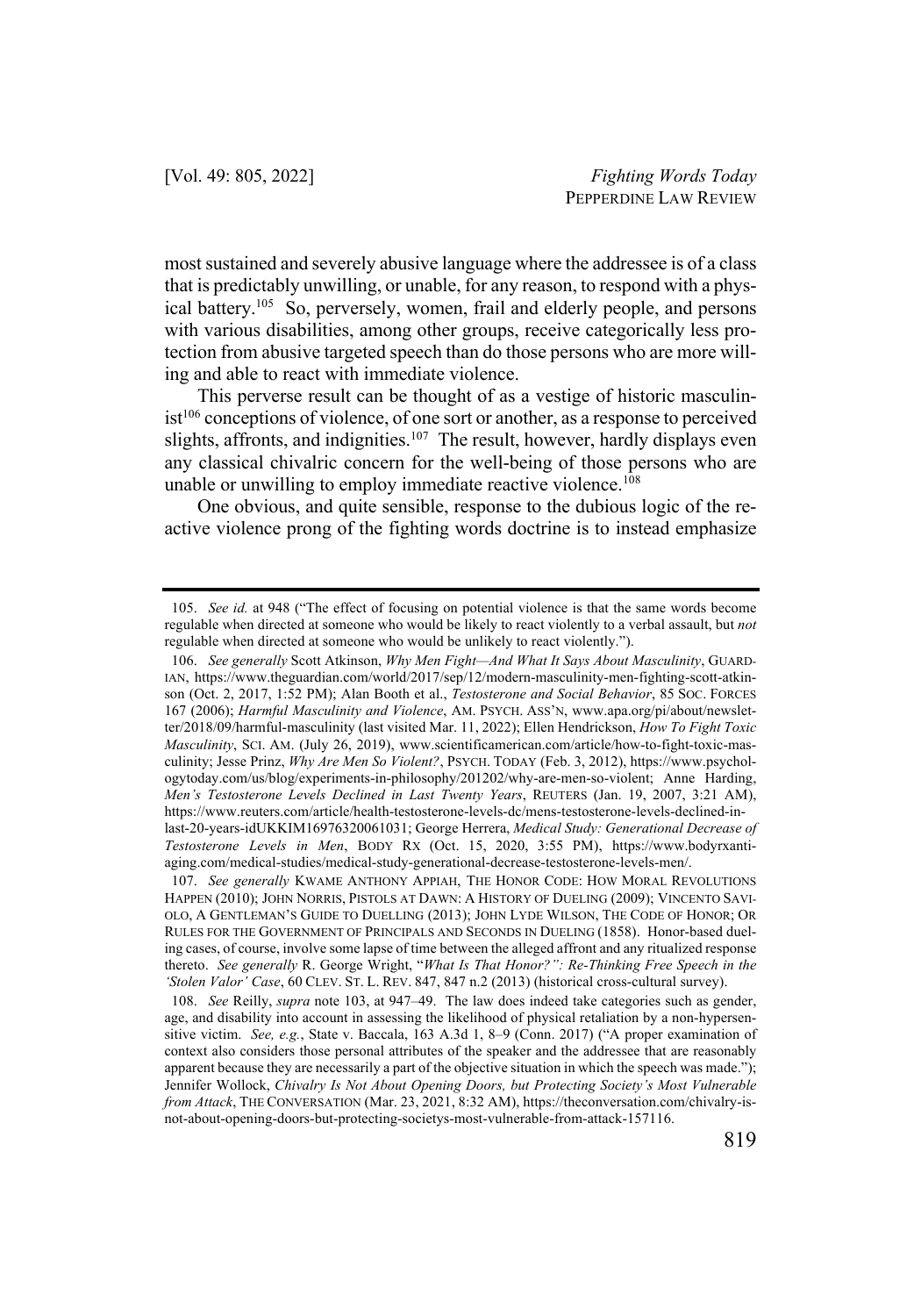most sustained and severely abusive language where the addressee is of a class that is predictably unwilling, or unable, for any reason, to respond with a physical battery.[105] So, perversely, women, frail and elderly people, and persons with various disabilities, among other groups, receive categorically less protection from abusive targeted speech than do those persons who are more willing and able to react with immediate violence.

This perverse result can be thought of as a vestige of historic masculinist[106] conceptions of violence, of one sort or another, as a response to perceived slights, affronts, and indignities.[107] The result, however, hardly displays even any classical chivalric concern for the well-being of those persons who are unable or unwilling to employ immediate reactive violence.[108]

One obvious, and quite sensible, response to the dubious logic of the reactive violence prong of the fighting words doctrine is to instead emphasize

---

105. *See id.* at 948 ("The effect of focusing on potential violence is that the same words become regulable when directed at someone who would be likely to react violently to a verbal assault, but *not* regulable when directed at someone who would be unlikely to react violently.").

106. *See generally* Scott Atkinson, *Why Men Fight—And What It Says About Masculinity*, GUARDIAN, https://www.theguardian.com/world/2017/sep/12/modern-masculinity-men-fighting-scott-atkinson (Oct. 2, 2017, 1:52 PM); Alan Booth et al., *Testosterone and Social Behavior*, 85 SOC. FORCES 167 (2006); *Harmful Masculinity and Violence*, AM. PSYCH. ASS'N, www.apa.org/pi/about/newsletter/2018/09/harmful-masculinity (last visited Mar. 11, 2022); Ellen Hendrickson, *How To Fight Toxic Masculinity*, SCI. AM. (July 26, 2019), www.scientificamerican.com/article/how-to-fight-toxic-masculinity; Jesse Prinz, *Why Are Men So Violent?*, PSYCH. TODAY (Feb. 3, 2012), https://www.psychologytoday.com/us/blog/experiments-in-philosophy/201202/why-are-men-so-violent; Anne Harding, *Men's Testosterone Levels Declined in Last Twenty Years*, REUTERS (Jan. 19, 2007, 3:21 AM), https://www.reuters.com/article/health-testosterone-levels-declined-in-last-20-years-idUKKIM16976320061031; George Herrera, *Medical Study: Generational Decrease of Testosterone Levels in Men*, BODY RX (Oct. 15, 2020, 3:55 PM), https://www.bodyrxantiaging.com/medical-studies/medical-study-generational-decrease-testosterone-levels-men/.

107. *See generally* KWAME ANTHONY APPIAH, THE HONOR CODE: HOW MORAL REVOLUTIONS HAPPEN (2010); JOHN NORRIS, PISTOLS AT DAWN: A HISTORY OF DUELING (2009); VINCENTO SAVIOLO, A GENTLEMAN'S GUIDE TO DUELLING (2013); JOHN LYDE WILSON, THE CODE OF HONOR; OR RULES FOR THE GOVERNMENT OF PRINCIPALS AND SECONDS IN DUELING (1858). Honor-based dueling cases, of course, involve some lapse of time between the alleged affront and any ritualized response thereto. *See generally* R. George Wright, "*What Is That Honor?": Re-Thinking Free Speech in the 'Stolen Valor' Case*, 60 CLEV. ST. L. REV. 847, 847 n.2 (2013) (historical cross-cultural survey).

108. *See* Reilly, *supra* note 103, at 947–49. The law does indeed take categories such as gender, age, and disability into account in assessing the likelihood of physical retaliation by a non-hypersensitive victim. *See, e.g.*, State v. Baccala, 163 A.3d 1, 8–9 (Conn. 2017) ("A proper examination of context also considers those personal attributes of the speaker and the addressee that are reasonably apparent because they are necessarily a part of the objective situation in which the speech was made."); Jennifer Wollock, *Chivalry Is Not About Opening Doors, but Protecting Society's Most Vulnerable from Attack*, THE CONVERSATION (Mar. 23, 2021, 8:32 AM), https://theconversation.com/chivalry-is-not-about-opening-doors-but-protecting-societys-most-vulnerable-from-attack-157116.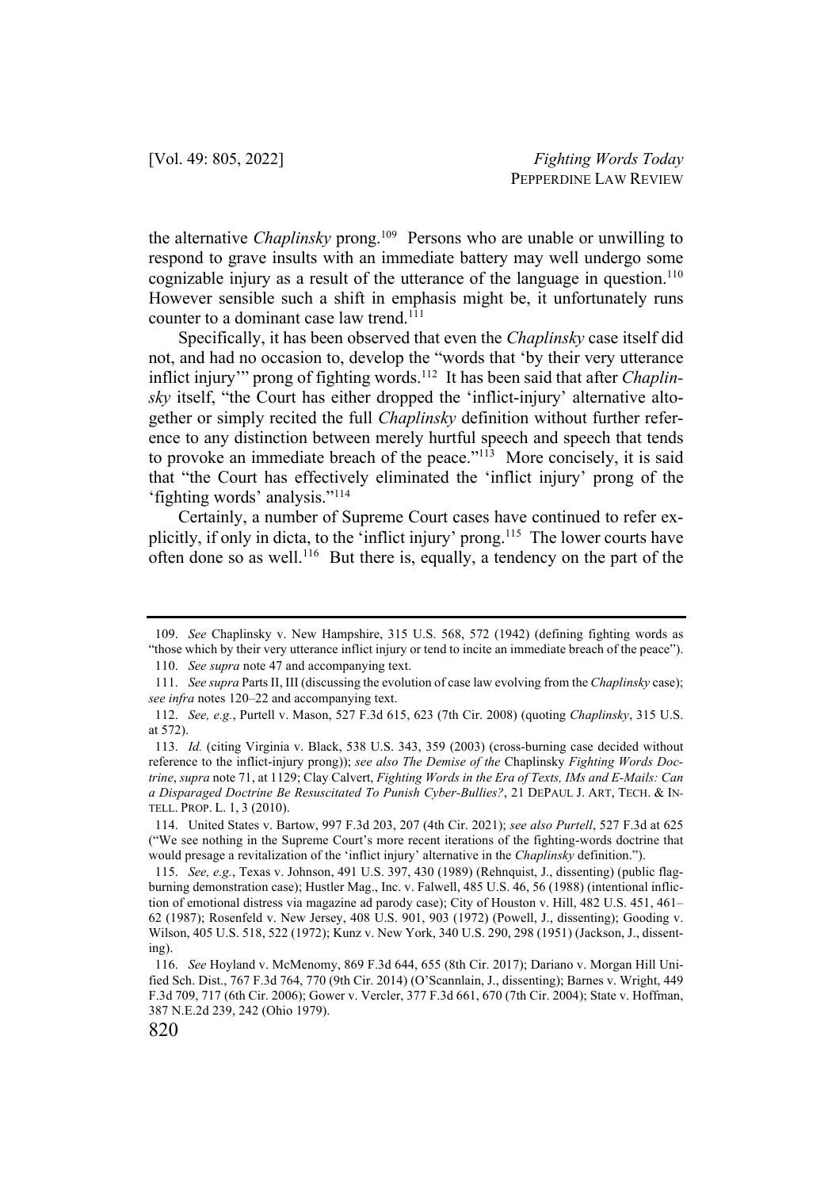the alternative *Chaplinsky* prong.[109] Persons who are unable or unwilling to respond to grave insults with an immediate battery may well undergo some cognizable injury as a result of the utterance of the language in question.[110] However sensible such a shift in emphasis might be, it unfortunately runs counter to a dominant case law trend.[111]

Specifically, it has been observed that even the *Chaplinsky* case itself did not, and had no occasion to, develop the "words that 'by their very utterance inflict injury'" prong of fighting words.[112] It has been said that after *Chaplinsky* itself, "the Court has either dropped the 'inflict-injury' alternative altogether or simply recited the full *Chaplinsky* definition without further reference to any distinction between merely hurtful speech and speech that tends to provoke an immediate breach of the peace."[113] More concisely, it is said that "the Court has effectively eliminated the 'inflict injury' prong of the 'fighting words' analysis."[114]

Certainly, a number of Supreme Court cases have continued to refer explicitly, if only in dicta, to the 'inflict injury' prong.[115] The lower courts have often done so as well.[116] But there is, equally, a tendency on the part of the

---

109. *See* Chaplinsky v. New Hampshire, 315 U.S. 568, 572 (1942) (defining fighting words as "those which by their very utterance inflict injury or tend to incite an immediate breach of the peace").

110. *See supra* note 47 and accompanying text.

111. *See supra* Parts II, III (discussing the evolution of case law evolving from the *Chaplinsky* case); *see infra* notes 120–22 and accompanying text.

112. *See, e.g.*, Purtell v. Mason, 527 F.3d 615, 623 (7th Cir. 2008) (quoting *Chaplinsky*, 315 U.S. at 572).

113. *Id.* (citing Virginia v. Black, 538 U.S. 343, 359 (2003) (cross-burning case decided without reference to the inflict-injury prong)); *see also The Demise of the* Chaplinsky *Fighting Words Doctrine*, *supra* note 71, at 1129; Clay Calvert, *Fighting Words in the Era of Texts, IMs and E-Mails: Can a Disparaged Doctrine Be Resuscitated To Punish Cyber-Bullies?*, 21 DEPAUL J. ART, TECH. & INTELL. PROP. L. 1, 3 (2010).

114. United States v. Bartow, 997 F.3d 203, 207 (4th Cir. 2021); *see also Purtell*, 527 F.3d at 625 ("We see nothing in the Supreme Court's more recent iterations of the fighting-words doctrine that would presage a revitalization of the 'inflict injury' alternative in the *Chaplinsky* definition.").

115. *See, e.g.*, Texas v. Johnson, 491 U.S. 397, 430 (1989) (Rehnquist, J., dissenting) (public flag-burning demonstration case); Hustler Mag., Inc. v. Falwell, 485 U.S. 46, 56 (1988) (intentional infliction of emotional distress via magazine ad parody case); City of Houston v. Hill, 482 U.S. 451, 461–62 (1987); Rosenfeld v. New Jersey, 408 U.S. 901, 903 (1972) (Powell, J., dissenting); Gooding v. Wilson, 405 U.S. 518, 522 (1972); Kunz v. New York, 340 U.S. 290, 298 (1951) (Jackson, J., dissenting).

116. *See* Hoyland v. McMenomy, 869 F.3d 644, 655 (8th Cir. 2017); Dariano v. Morgan Hill Unified Sch. Dist., 767 F.3d 764, 770 (9th Cir. 2014) (O'Scannlain, J., dissenting); Barnes v. Wright, 449 F.3d 709, 717 (6th Cir. 2006); Gower v. Vercler, 377 F.3d 661, 670 (7th Cir. 2004); State v. Hoffman, 387 N.E.2d 239, 242 (Ohio 1979).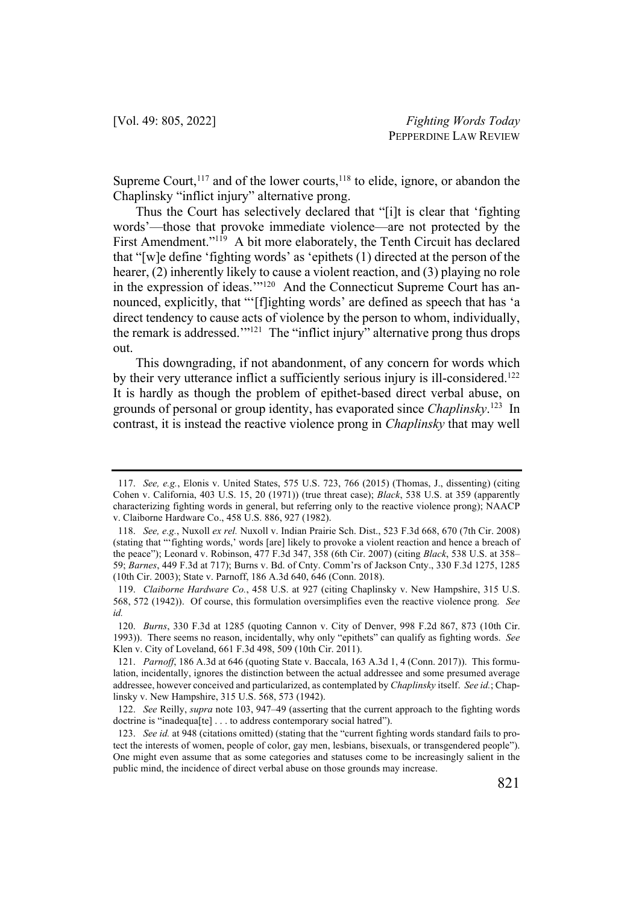Supreme Court,[117] and of the lower courts,[118] to elide, ignore, or abandon the Chaplinsky "inflict injury" alternative prong.

Thus the Court has selectively declared that "[i]t is clear that 'fighting words'—those that provoke immediate violence—are not protected by the First Amendment."[119] A bit more elaborately, the Tenth Circuit has declared that "[w]e define 'fighting words' as 'epithets (1) directed at the person of the hearer, (2) inherently likely to cause a violent reaction, and (3) playing no role in the expression of ideas.'"[120] And the Connecticut Supreme Court has announced, explicitly, that "'[f]ighting words' are defined as speech that has 'a direct tendency to cause acts of violence by the person to whom, individually, the remark is addressed.'"[121] The "inflict injury" alternative prong thus drops out.

This downgrading, if not abandonment, of any concern for words which by their very utterance inflict a sufficiently serious injury is ill-considered.[122] It is hardly as though the problem of epithet-based direct verbal abuse, on grounds of personal or group identity, has evaporated since *Chaplinsky*.[123] In contrast, it is instead the reactive violence prong in *Chaplinsky* that may well

---

117. *See, e.g.*, Elonis v. United States, 575 U.S. 723, 766 (2015) (Thomas, J., dissenting) (citing Cohen v. California, 403 U.S. 15, 20 (1971)) (true threat case); *Black*, 538 U.S. at 359 (apparently characterizing fighting words in general, but referring only to the reactive violence prong); NAACP v. Claiborne Hardware Co., 458 U.S. 886, 927 (1982).

118. *See, e.g.*, Nuxoll *ex rel.* Nuxoll v. Indian Prairie Sch. Dist., 523 F.3d 668, 670 (7th Cir. 2008) (stating that "'fighting words,' words [are] likely to provoke a violent reaction and hence a breach of the peace"); Leonard v. Robinson, 477 F.3d 347, 358 (6th Cir. 2007) (citing *Black*, 538 U.S. at 358–59; *Barnes*, 449 F.3d at 717); Burns v. Bd. of Cnty. Comm'rs of Jackson Cnty., 330 F.3d 1275, 1285 (10th Cir. 2003); State v. Parnoff, 186 A.3d 640, 646 (Conn. 2018).

119. *Claiborne Hardware Co.*, 458 U.S. at 927 (citing Chaplinsky v. New Hampshire, 315 U.S. 568, 572 (1942)). Of course, this formulation oversimplifies even the reactive violence prong. *See id.*

120. *Burns*, 330 F.3d at 1285 (quoting Cannon v. City of Denver, 998 F.2d 867, 873 (10th Cir. 1993)). There seems no reason, incidentally, why only "epithets" can qualify as fighting words. *See* Klen v. City of Loveland, 661 F.3d 498, 509 (10th Cir. 2011).

121. *Parnoff*, 186 A.3d at 646 (quoting State v. Baccala, 163 A.3d 1, 4 (Conn. 2017)). This formulation, incidentally, ignores the distinction between the actual addressee and some presumed average addressee, however conceived and particularized, as contemplated by *Chaplinsky* itself. *See id.*; Chaplinsky v. New Hampshire, 315 U.S. 568, 573 (1942).

122. *See* Reilly, *supra* note 103, 947–49 (asserting that the current approach to the fighting words doctrine is "inadequa[te] . . . to address contemporary social hatred").

123. *See id.* at 948 (citations omitted) (stating that the "current fighting words standard fails to protect the interests of women, people of color, gay men, lesbians, bisexuals, or transgendered people"). One might even assume that as some categories and statuses come to be increasingly salient in the public mind, the incidence of direct verbal abuse on those grounds may increase.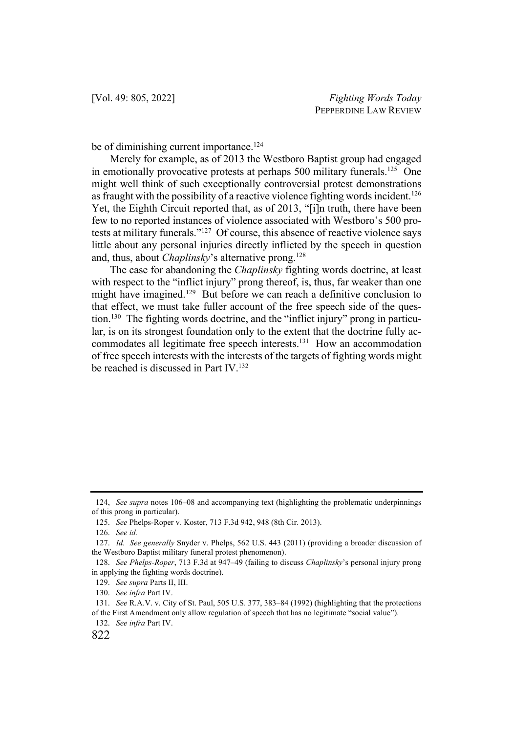be of diminishing current importance.[124]

Merely for example, as of 2013 the Westboro Baptist group had engaged in emotionally provocative protests at perhaps 500 military funerals.[125] One might well think of such exceptionally controversial protest demonstrations as fraught with the possibility of a reactive violence fighting words incident.[126] Yet, the Eighth Circuit reported that, as of 2013, "[i]n truth, there have been few to no reported instances of violence associated with Westboro's 500 protests at military funerals."[127] Of course, this absence of reactive violence says little about any personal injuries directly inflicted by the speech in question and, thus, about *Chaplinsky*'s alternative prong.[128]

The case for abandoning the *Chaplinsky* fighting words doctrine, at least with respect to the "inflict injury" prong thereof, is, thus, far weaker than one might have imagined.[129] But before we can reach a definitive conclusion to that effect, we must take fuller account of the free speech side of the question.[130] The fighting words doctrine, and the "inflict injury" prong in particular, is on its strongest foundation only to the extent that the doctrine fully accommodates all legitimate free speech interests.[131] How an accommodation of free speech interests with the interests of the targets of fighting words might be reached is discussed in Part IV.[132]

---

124, *See supra* notes 106–08 and accompanying text (highlighting the problematic underpinnings of this prong in particular).

125. *See* Phelps-Roper v. Koster, 713 F.3d 942, 948 (8th Cir. 2013).

126. *See id.*

127. *Id. See generally* Snyder v. Phelps, 562 U.S. 443 (2011) (providing a broader discussion of the Westboro Baptist military funeral protest phenomenon).

128. *See Phelps-Roper*, 713 F.3d at 947–49 (failing to discuss *Chaplinsky*'s personal injury prong in applying the fighting words doctrine).

129. *See supra* Parts II, III.

130. *See infra* Part IV.

131. *See* R.A.V. v. City of St. Paul, 505 U.S. 377, 383–84 (1992) (highlighting that the protections of the First Amendment only allow regulation of speech that has no legitimate "social value").

132. *See infra* Part IV.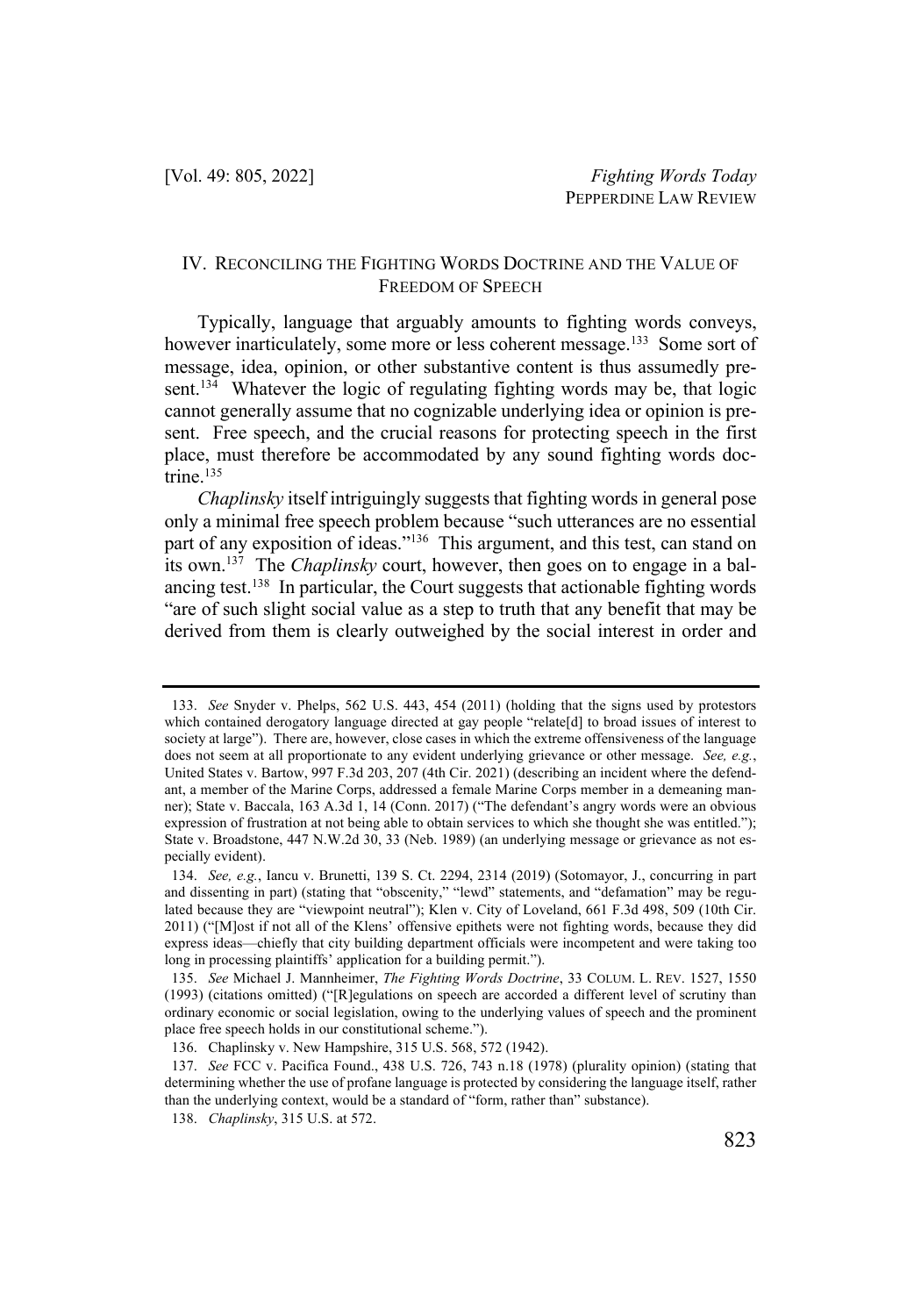## IV. Reconciling the Fighting Words Doctrine and the Value of Freedom of Speech

Typically, language that arguably amounts to fighting words conveys, however inarticulately, some more or less coherent message.[133] Some sort of message, idea, opinion, or other substantive content is thus assumedly present.[134] Whatever the logic of regulating fighting words may be, that logic cannot generally assume that no cognizable underlying idea or opinion is present. Free speech, and the crucial reasons for protecting speech in the first place, must therefore be accommodated by any sound fighting words doctrine.[135]

*Chaplinsky* itself intriguingly suggests that fighting words in general pose only a minimal free speech problem because "such utterances are no essential part of any exposition of ideas."[136] This argument, and this test, can stand on its own.[137] The *Chaplinsky* court, however, then goes on to engage in a balancing test.[138] In particular, the Court suggests that actionable fighting words "are of such slight social value as a step to truth that any benefit that may be derived from them is clearly outweighed by the social interest in order and

---

133. *See* Snyder v. Phelps, 562 U.S. 443, 454 (2011) (holding that the signs used by protestors which contained derogatory language directed at gay people "relate[d] to broad issues of interest to society at large"). There are, however, close cases in which the extreme offensiveness of the language does not seem at all proportionate to any evident underlying grievance or other message. *See, e.g.*, United States v. Bartow, 997 F.3d 203, 207 (4th Cir. 2021) (describing an incident where the defendant, a member of the Marine Corps, addressed a female Marine Corps member in a demeaning manner); State v. Baccala, 163 A.3d 1, 14 (Conn. 2017) ("The defendant's angry words were an obvious expression of frustration at not being able to obtain services to which she thought she was entitled."); State v. Broadstone, 447 N.W.2d 30, 33 (Neb. 1989) (an underlying message or grievance as not especially evident).

134. *See, e.g.*, Iancu v. Brunetti, 139 S. Ct. 2294, 2314 (2019) (Sotomayor, J., concurring in part and dissenting in part) (stating that "obscenity," "lewd" statements, and "defamation" may be regulated because they are "viewpoint neutral"); Klen v. City of Loveland, 661 F.3d 498, 509 (10th Cir. 2011) ("[M]ost if not all of the Klens' offensive epithets were not fighting words, because they did express ideas—chiefly that city building department officials were incompetent and were taking too long in processing plaintiffs' application for a building permit.").

135. *See* Michael J. Mannheimer, *The Fighting Words Doctrine*, 33 COLUM. L. REV. 1527, 1550 (1993) (citations omitted) ("[R]egulations on speech are accorded a different level of scrutiny than ordinary economic or social legislation, owing to the underlying values of speech and the prominent place free speech holds in our constitutional scheme.").

136. Chaplinsky v. New Hampshire, 315 U.S. 568, 572 (1942).

137. *See* FCC v. Pacifica Found., 438 U.S. 726, 743 n.18 (1978) (plurality opinion) (stating that determining whether the use of profane language is protected by considering the language itself, rather than the underlying context, would be a standard of "form, rather than" substance).

138. *Chaplinsky*, 315 U.S. at 572.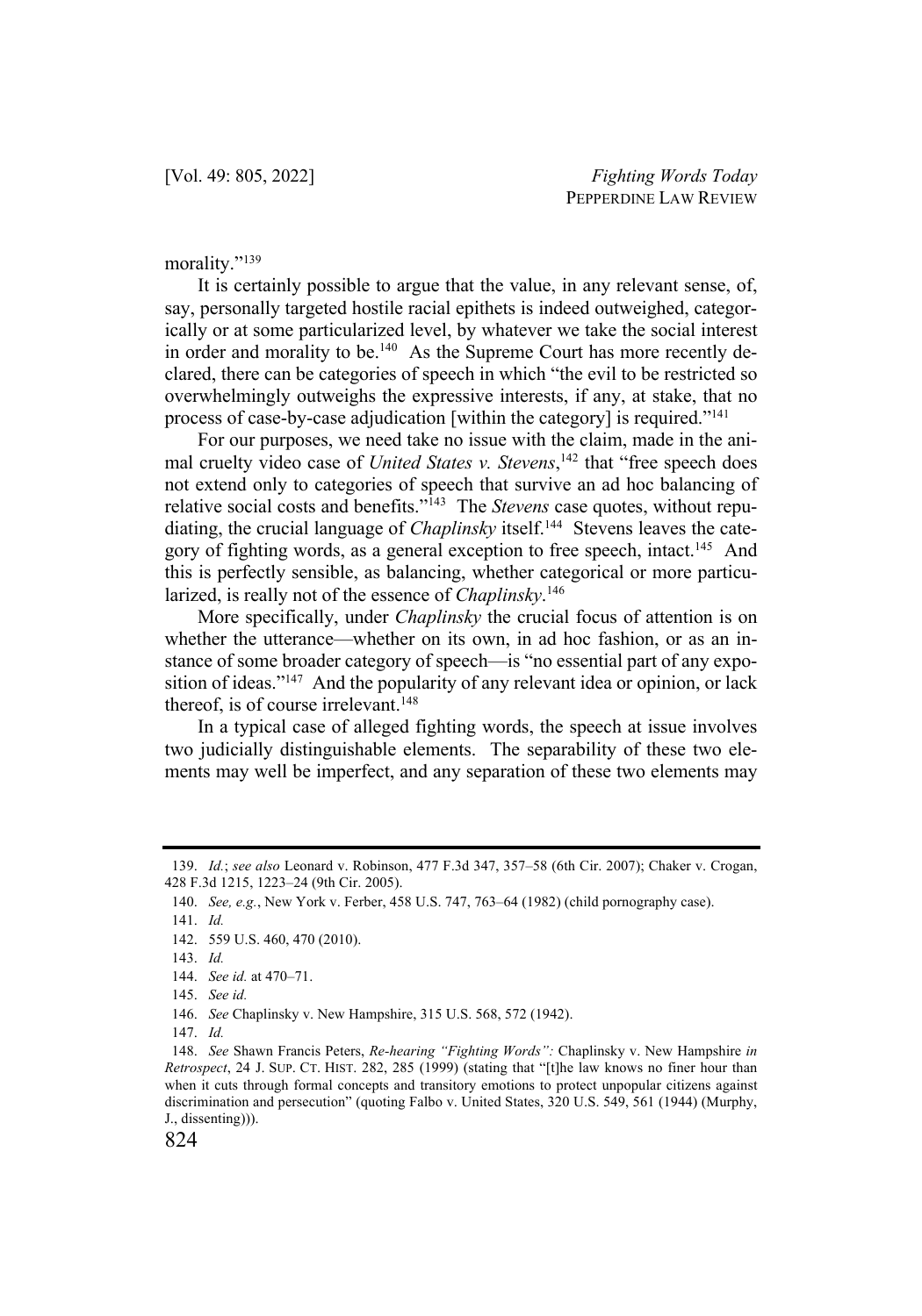morality."[139]

It is certainly possible to argue that the value, in any relevant sense, of, say, personally targeted hostile racial epithets is indeed outweighed, categorically or at some particularized level, by whatever we take the social interest in order and morality to be.[140] As the Supreme Court has more recently declared, there can be categories of speech in which "the evil to be restricted so overwhelmingly outweighs the expressive interests, if any, at stake, that no process of case-by-case adjudication [within the category] is required."[141]

For our purposes, we need take no issue with the claim, made in the animal cruelty video case of *United States v. Stevens*,[142] that "free speech does not extend only to categories of speech that survive an ad hoc balancing of relative social costs and benefits."[143] The *Stevens* case quotes, without repudiating, the crucial language of *Chaplinsky* itself.[144] Stevens leaves the category of fighting words, as a general exception to free speech, intact.[145] And this is perfectly sensible, as balancing, whether categorical or more particularized, is really not of the essence of *Chaplinsky*.[146]

More specifically, under *Chaplinsky* the crucial focus of attention is on whether the utterance—whether on its own, in ad hoc fashion, or as an instance of some broader category of speech—is "no essential part of any exposition of ideas."[147] And the popularity of any relevant idea or opinion, or lack thereof, is of course irrelevant.[148]

In a typical case of alleged fighting words, the speech at issue involves two judicially distinguishable elements. The separability of these two elements may well be imperfect, and any separation of these two elements may

---

139. *Id.*; *see also* Leonard v. Robinson, 477 F.3d 347, 357–58 (6th Cir. 2007); Chaker v. Crogan, 428 F.3d 1215, 1223–24 (9th Cir. 2005).

140. *See, e.g.*, New York v. Ferber, 458 U.S. 747, 763–64 (1982) (child pornography case).

141. *Id.*

142. 559 U.S. 460, 470 (2010).

143. *Id.*

144. *See id.* at 470–71.

145. *See id.*

146. *See* Chaplinsky v. New Hampshire, 315 U.S. 568, 572 (1942).

147. *Id.*

148. *See* Shawn Francis Peters, *Re-hearing "Fighting Words":* Chaplinsky v. New Hampshire *in Retrospect*, 24 J. SUP. CT. HIST. 282, 285 (1999) (stating that "[t]he law knows no finer hour than when it cuts through formal concepts and transitory emotions to protect unpopular citizens against discrimination and persecution" (quoting Falbo v. United States, 320 U.S. 549, 561 (1944) (Murphy, J., dissenting))).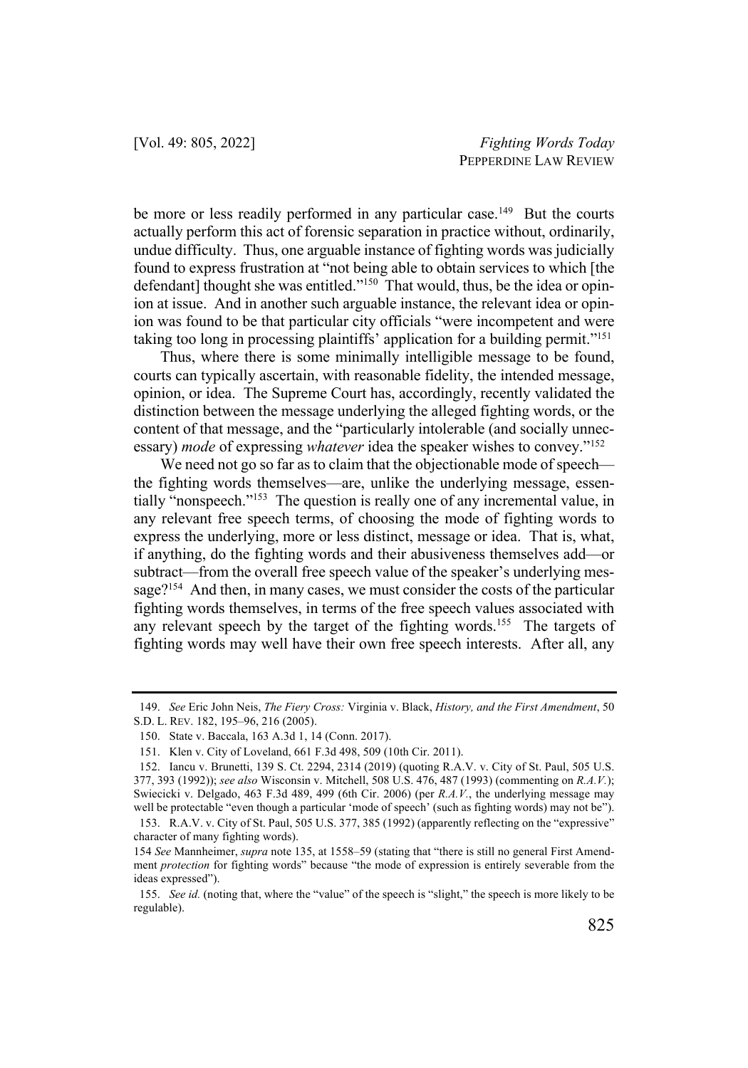be more or less readily performed in any particular case.[149] But the courts actually perform this act of forensic separation in practice without, ordinarily, undue difficulty. Thus, one arguable instance of fighting words was judicially found to express frustration at "not being able to obtain services to which [the defendant] thought she was entitled."[150] That would, thus, be the idea or opinion at issue. And in another such arguable instance, the relevant idea or opinion was found to be that particular city officials "were incompetent and were taking too long in processing plaintiffs' application for a building permit."[151]

Thus, where there is some minimally intelligible message to be found, courts can typically ascertain, with reasonable fidelity, the intended message, opinion, or idea. The Supreme Court has, accordingly, recently validated the distinction between the message underlying the alleged fighting words, or the content of that message, and the "particularly intolerable (and socially unnecessary) *mode* of expressing *whatever* idea the speaker wishes to convey."[152]

We need not go so far as to claim that the objectionable mode of speech—the fighting words themselves—are, unlike the underlying message, essentially "nonspeech."[153] The question is really one of any incremental value, in any relevant free speech terms, of choosing the mode of fighting words to express the underlying, more or less distinct, message or idea. That is, what, if anything, do the fighting words and their abusiveness themselves add—or subtract—from the overall free speech value of the speaker's underlying message?[154] And then, in many cases, we must consider the costs of the particular fighting words themselves, in terms of the free speech values associated with any relevant speech by the target of the fighting words.[155] The targets of fighting words may well have their own free speech interests. After all, any

---

149. *See* Eric John Neis, *The Fiery Cross:* Virginia v. Black, *History, and the First Amendment*, 50 S.D. L. REV. 182, 195–96, 216 (2005).

150. State v. Baccala, 163 A.3d 1, 14 (Conn. 2017).

151. Klen v. City of Loveland, 661 F.3d 498, 509 (10th Cir. 2011).

152. Iancu v. Brunetti, 139 S. Ct. 2294, 2314 (2019) (quoting R.A.V. v. City of St. Paul, 505 U.S. 377, 393 (1992)); *see also* Wisconsin v. Mitchell, 508 U.S. 476, 487 (1993) (commenting on *R.A.V.*); Swiecicki v. Delgado, 463 F.3d 489, 499 (6th Cir. 2006) (per *R.A.V.*, the underlying message may well be protectable "even though a particular 'mode of speech' (such as fighting words) may not be").

153. R.A.V. v. City of St. Paul, 505 U.S. 377, 385 (1992) (apparently reflecting on the "expressive" character of many fighting words).

154 *See* Mannheimer, *supra* note 135, at 1558–59 (stating that "there is still no general First Amendment *protection* for fighting words" because "the mode of expression is entirely severable from the ideas expressed").

155. *See id.* (noting that, where the "value" of the speech is "slight," the speech is more likely to be regulable).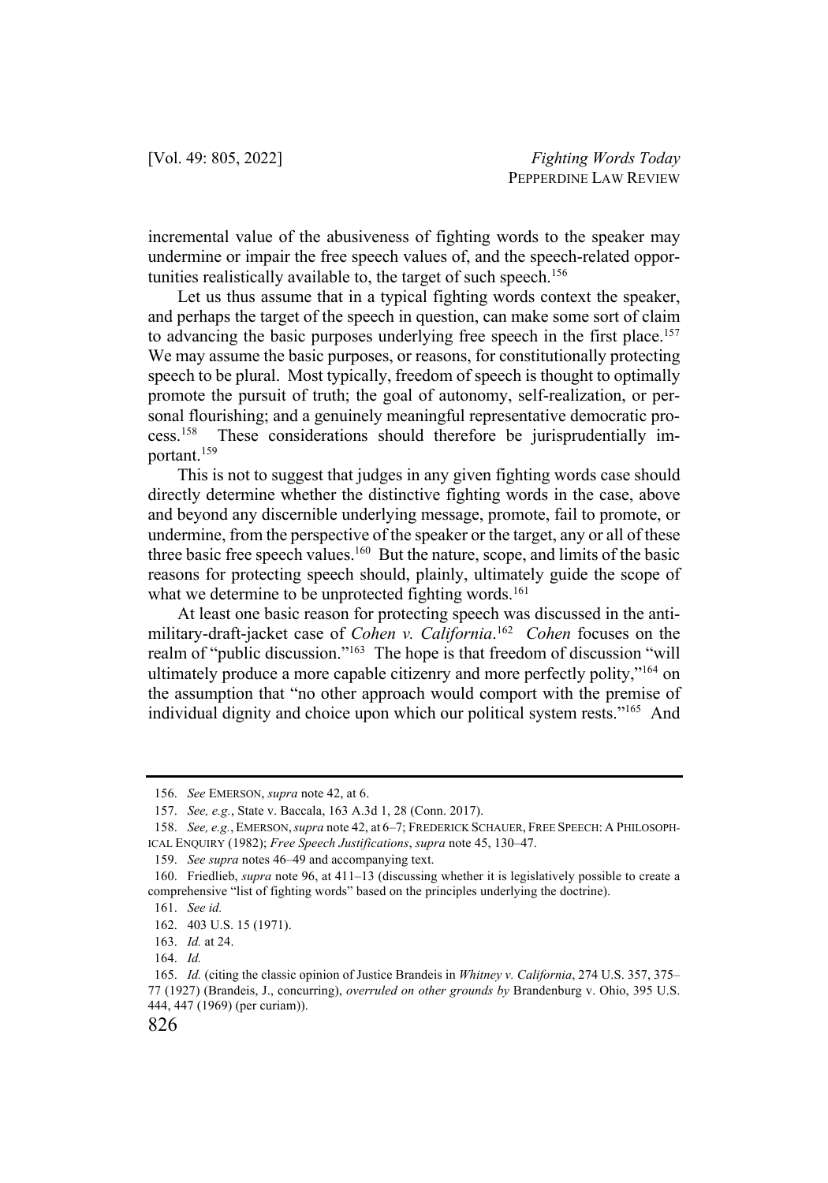incremental value of the abusiveness of fighting words to the speaker may undermine or impair the free speech values of, and the speech-related opportunities realistically available to, the target of such speech.[156]

Let us thus assume that in a typical fighting words context the speaker, and perhaps the target of the speech in question, can make some sort of claim to advancing the basic purposes underlying free speech in the first place.[157] We may assume the basic purposes, or reasons, for constitutionally protecting speech to be plural. Most typically, freedom of speech is thought to optimally promote the pursuit of truth; the goal of autonomy, self-realization, or personal flourishing; and a genuinely meaningful representative democratic process.[158] These considerations should therefore be jurisprudentially important.[159]

This is not to suggest that judges in any given fighting words case should directly determine whether the distinctive fighting words in the case, above and beyond any discernible underlying message, promote, fail to promote, or undermine, from the perspective of the speaker or the target, any or all of these three basic free speech values.[160] But the nature, scope, and limits of the basic reasons for protecting speech should, plainly, ultimately guide the scope of what we determine to be unprotected fighting words.[161]

At least one basic reason for protecting speech was discussed in the anti-military-draft-jacket case of *Cohen v. California*.[162] *Cohen* focuses on the realm of "public discussion."[163] The hope is that freedom of discussion "will ultimately produce a more capable citizenry and more perfectly polity,"[164] on the assumption that "no other approach would comport with the premise of individual dignity and choice upon which our political system rests."[165] And

---

156. *See* EMERSON, *supra* note 42, at 6.

157. *See, e.g.*, State v. Baccala, 163 A.3d 1, 28 (Conn. 2017).

158. *See, e.g.*, EMERSON, *supra* note 42, at 6–7; FREDERICK SCHAUER, FREE SPEECH: A PHILOSOPHICAL ENQUIRY (1982); *Free Speech Justifications*, *supra* note 45, 130–47.

159. *See supra* notes 46–49 and accompanying text.

160. Friedlieb, *supra* note 96, at 411–13 (discussing whether it is legislatively possible to create a comprehensive "list of fighting words" based on the principles underlying the doctrine).

161. *See id.*

162. 403 U.S. 15 (1971).

163. *Id.* at 24.

164. *Id.*

165. *Id.* (citing the classic opinion of Justice Brandeis in *Whitney v. California*, 274 U.S. 357, 375–77 (1927) (Brandeis, J., concurring), *overruled on other grounds by* Brandenburg v. Ohio, 395 U.S. 444, 447 (1969) (per curiam)).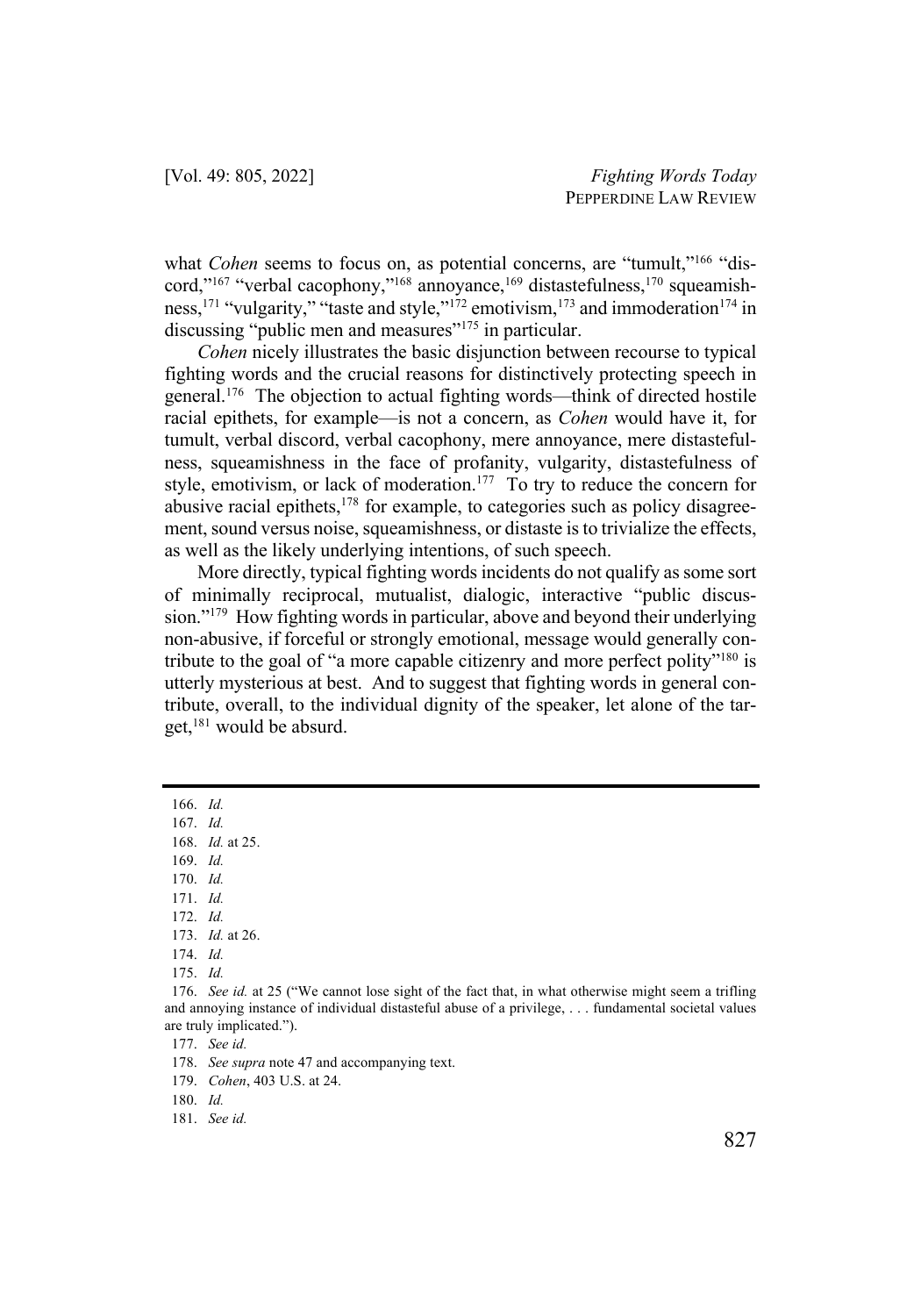what *Cohen* seems to focus on, as potential concerns, are "tumult,"[166] "discord,"[167] "verbal cacophony,"[168] annoyance,[169] distastefulness,[170] squeamishness,[171] "vulgarity," "taste and style,"[172] emotivism,[173] and immoderation[174] in discussing "public men and measures"[175] in particular.

*Cohen* nicely illustrates the basic disjunction between recourse to typical fighting words and the crucial reasons for distinctively protecting speech in general.[176] The objection to actual fighting words—think of directed hostile racial epithets, for example—is not a concern, as *Cohen* would have it, for tumult, verbal discord, verbal cacophony, mere annoyance, mere distastefulness, squeamishness in the face of profanity, vulgarity, distastefulness of style, emotivism, or lack of moderation.[177] To try to reduce the concern for abusive racial epithets,[178] for example, to categories such as policy disagreement, sound versus noise, squeamishness, or distaste is to trivialize the effects, as well as the likely underlying intentions, of such speech.

More directly, typical fighting words incidents do not qualify as some sort of minimally reciprocal, mutualist, dialogic, interactive "public discussion."[179] How fighting words in particular, above and beyond their underlying non-abusive, if forceful or strongly emotional, message would generally contribute to the goal of "a more capable citizenry and more perfect polity"[180] is utterly mysterious at best. And to suggest that fighting words in general contribute, overall, to the individual dignity of the speaker, let alone of the target,[181] would be absurd.

---

166. *Id.*
167. *Id.*
168. *Id.* at 25.
169. *Id.*
170. *Id.*
171. *Id.*
172. *Id.*
173. *Id.* at 26.
174. *Id.*
175. *Id.*
176. *See id.* at 25 ("We cannot lose sight of the fact that, in what otherwise might seem a trifling and annoying instance of individual distasteful abuse of a privilege, . . . fundamental societal values are truly implicated.").
177. *See id.*
178. *See supra* note 47 and accompanying text.
179. *Cohen*, 403 U.S. at 24.
180. *Id.*
181. *See id.*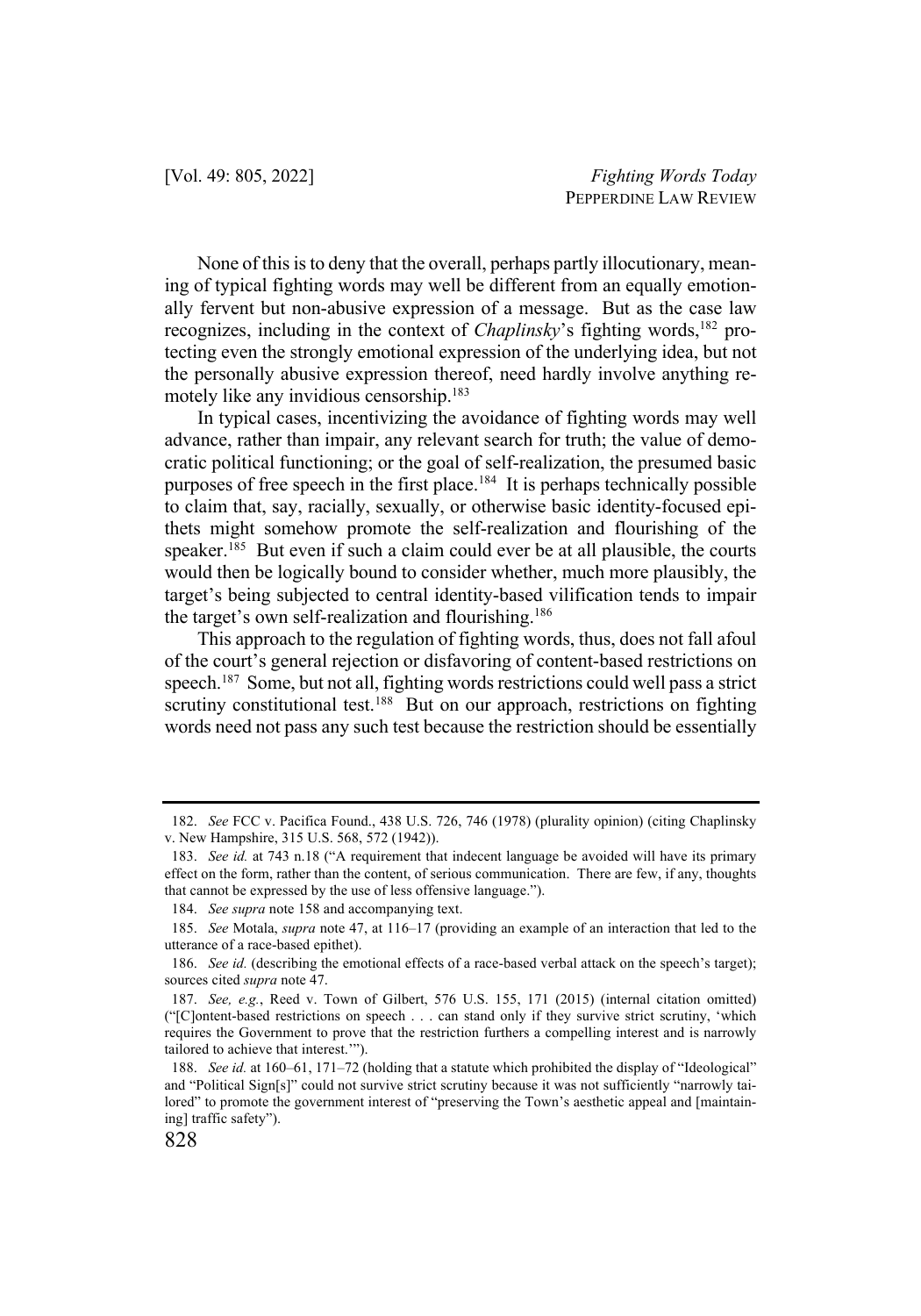None of this is to deny that the overall, perhaps partly illocutionary, meaning of typical fighting words may well be different from an equally emotionally fervent but non-abusive expression of a message. But as the case law recognizes, including in the context of *Chaplinsky*'s fighting words,[182] protecting even the strongly emotional expression of the underlying idea, but not the personally abusive expression thereof, need hardly involve anything remotely like any invidious censorship.[183]

In typical cases, incentivizing the avoidance of fighting words may well advance, rather than impair, any relevant search for truth; the value of democratic political functioning; or the goal of self-realization, the presumed basic purposes of free speech in the first place.[184] It is perhaps technically possible to claim that, say, racially, sexually, or otherwise basic identity-focused epithets might somehow promote the self-realization and flourishing of the speaker.[185] But even if such a claim could ever be at all plausible, the courts would then be logically bound to consider whether, much more plausibly, the target's being subjected to central identity-based vilification tends to impair the target's own self-realization and flourishing.[186]

This approach to the regulation of fighting words, thus, does not fall afoul of the court's general rejection or disfavoring of content-based restrictions on speech.[187] Some, but not all, fighting words restrictions could well pass a strict scrutiny constitutional test.[188] But on our approach, restrictions on fighting words need not pass any such test because the restriction should be essentially

---

182. *See* FCC v. Pacifica Found., 438 U.S. 726, 746 (1978) (plurality opinion) (citing Chaplinsky v. New Hampshire, 315 U.S. 568, 572 (1942)).

183. *See id.* at 743 n.18 ("A requirement that indecent language be avoided will have its primary effect on the form, rather than the content, of serious communication. There are few, if any, thoughts that cannot be expressed by the use of less offensive language.").

184. *See supra* note 158 and accompanying text.

185. *See* Motala, *supra* note 47, at 116–17 (providing an example of an interaction that led to the utterance of a race-based epithet).

186. *See id.* (describing the emotional effects of a race-based verbal attack on the speech's target); sources cited *supra* note 47.

187. *See, e.g.*, Reed v. Town of Gilbert, 576 U.S. 155, 171 (2015) (internal citation omitted) ("[C]ontent-based restrictions on speech . . . can stand only if they survive strict scrutiny, 'which requires the Government to prove that the restriction furthers a compelling interest and is narrowly tailored to achieve that interest.'").

188. *See id.* at 160–61, 171–72 (holding that a statute which prohibited the display of "Ideological" and "Political Sign[s]" could not survive strict scrutiny because it was not sufficiently "narrowly tailored" to promote the government interest of "preserving the Town's aesthetic appeal and [maintaining] traffic safety").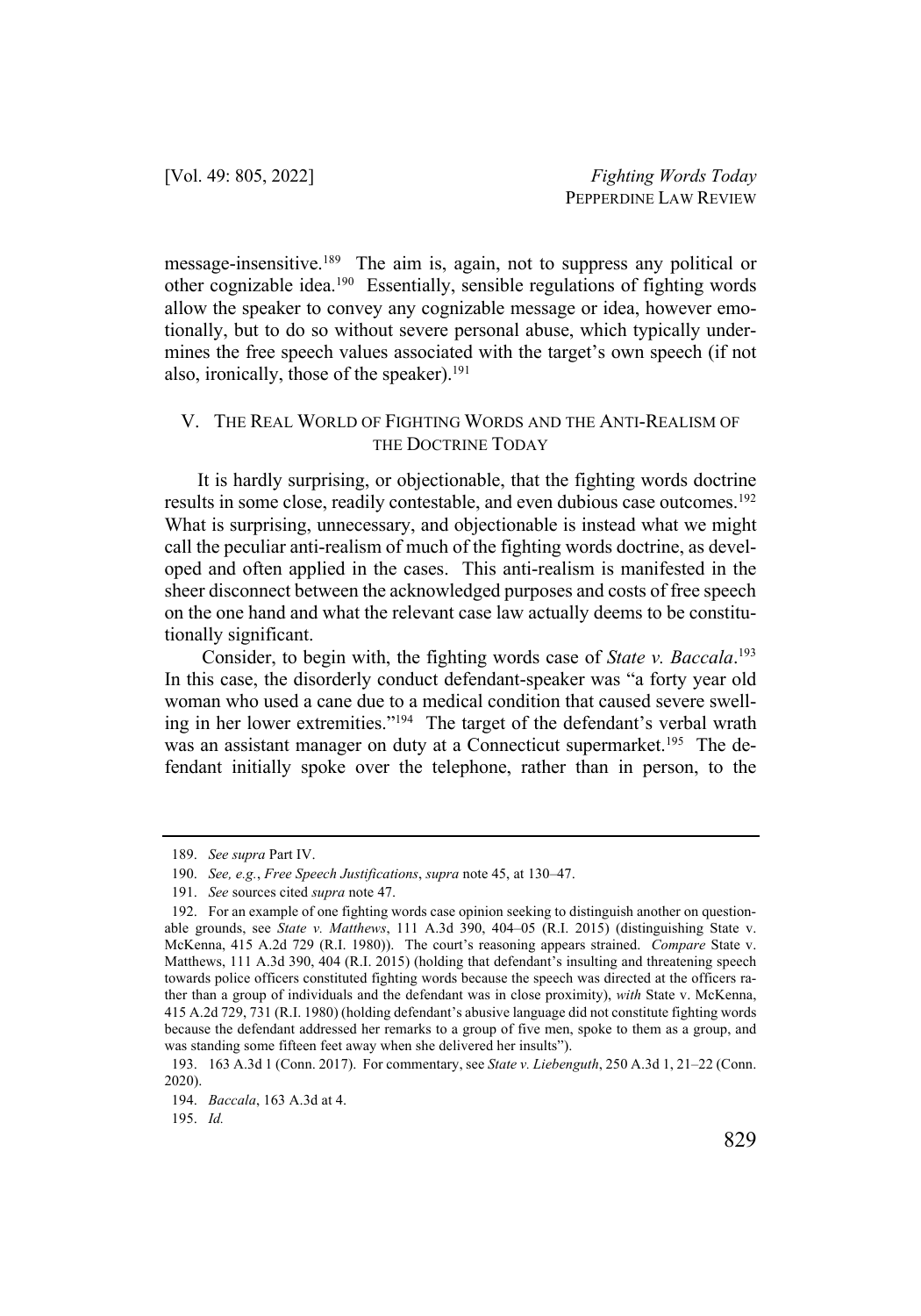message-insensitive.[189] The aim is, again, not to suppress any political or other cognizable idea.[190] Essentially, sensible regulations of fighting words allow the speaker to convey any cognizable message or idea, however emotionally, but to do so without severe personal abuse, which typically undermines the free speech values associated with the target's own speech (if not also, ironically, those of the speaker).[191]

## V. THE REAL WORLD OF FIGHTING WORDS AND THE ANTI-REALISM OF THE DOCTRINE TODAY

It is hardly surprising, or objectionable, that the fighting words doctrine results in some close, readily contestable, and even dubious case outcomes.[192] What is surprising, unnecessary, and objectionable is instead what we might call the peculiar anti-realism of much of the fighting words doctrine, as developed and often applied in the cases. This anti-realism is manifested in the sheer disconnect between the acknowledged purposes and costs of free speech on the one hand and what the relevant case law actually deems to be constitutionally significant.

Consider, to begin with, the fighting words case of *State v. Baccala*.[193] In this case, the disorderly conduct defendant-speaker was "a forty year old woman who used a cane due to a medical condition that caused severe swelling in her lower extremities."[194] The target of the defendant's verbal wrath was an assistant manager on duty at a Connecticut supermarket.[195] The defendant initially spoke over the telephone, rather than in person, to the

---

189. *See supra* Part IV.

190. *See, e.g.*, *Free Speech Justifications*, *supra* note 45, at 130–47.

191. *See* sources cited *supra* note 47.

192. For an example of one fighting words case opinion seeking to distinguish another on questionable grounds, see *State v. Matthews*, 111 A.3d 390, 404–05 (R.I. 2015) (distinguishing State v. McKenna, 415 A.2d 729 (R.I. 1980)). The court's reasoning appears strained. *Compare* State v. Matthews, 111 A.3d 390, 404 (R.I. 2015) (holding that defendant's insulting and threatening speech towards police officers constituted fighting words because the speech was directed at the officers rather than a group of individuals and the defendant was in close proximity), *with* State v. McKenna, 415 A.2d 729, 731 (R.I. 1980) (holding defendant's abusive language did not constitute fighting words because the defendant addressed her remarks to a group of five men, spoke to them as a group, and was standing some fifteen feet away when she delivered her insults").

193. 163 A.3d 1 (Conn. 2017). For commentary, see *State v. Liebenguth*, 250 A.3d 1, 21–22 (Conn. 2020).

194. *Baccala*, 163 A.3d at 4.

195. *Id.*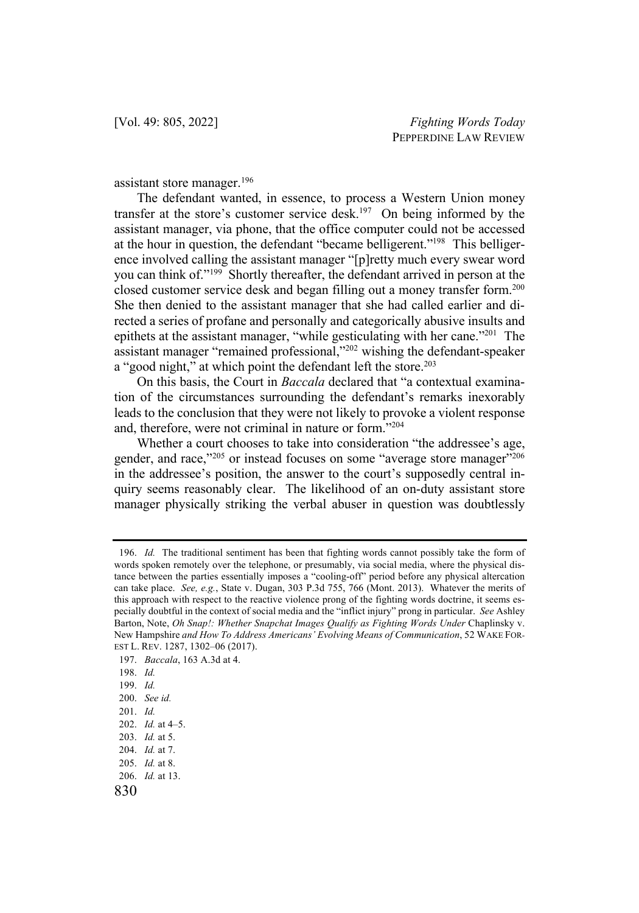assistant store manager.[196]

The defendant wanted, in essence, to process a Western Union money transfer at the store's customer service desk.[197] On being informed by the assistant manager, via phone, that the office computer could not be accessed at the hour in question, the defendant "became belligerent."[198] This belligerence involved calling the assistant manager "[p]retty much every swear word you can think of."[199] Shortly thereafter, the defendant arrived in person at the closed customer service desk and began filling out a money transfer form.[200] She then denied to the assistant manager that she had called earlier and directed a series of profane and personally and categorically abusive insults and epithets at the assistant manager, "while gesticulating with her cane."[201] The assistant manager "remained professional,"[202] wishing the defendant-speaker a "good night," at which point the defendant left the store.[203]

On this basis, the Court in *Baccala* declared that "a contextual examination of the circumstances surrounding the defendant's remarks inexorably leads to the conclusion that they were not likely to provoke a violent response and, therefore, were not criminal in nature or form."[204]

Whether a court chooses to take into consideration "the addressee's age, gender, and race,"[205] or instead focuses on some "average store manager"[206] in the addressee's position, the answer to the court's supposedly central inquiry seems reasonably clear. The likelihood of an on-duty assistant store manager physically striking the verbal abuser in question was doubtlessly

---

196. *Id.* The traditional sentiment has been that fighting words cannot possibly take the form of words spoken remotely over the telephone, or presumably, via social media, where the physical distance between the parties essentially imposes a "cooling-off" period before any physical altercation can take place. *See, e.g.*, State v. Dugan, 303 P.3d 755, 766 (Mont. 2013). Whatever the merits of this approach with respect to the reactive violence prong of the fighting words doctrine, it seems especially doubtful in the context of social media and the "inflict injury" prong in particular. *See* Ashley Barton, Note, *Oh Snap!: Whether Snapchat Images Qualify as Fighting Words Under* Chaplinsky v. New Hampshire *and How To Address Americans' Evolving Means of Communication*, 52 WAKE FOREST L. REV. 1287, 1302–06 (2017).

197. *Baccala*, 163 A.3d at 4.

198. *Id.*

199. *Id.*

200. *See id.*

201. *Id.*

202. *Id.* at 4–5.

203. *Id.* at 5.

204. *Id.* at 7.

205. *Id.* at 8.

206. *Id.* at 13.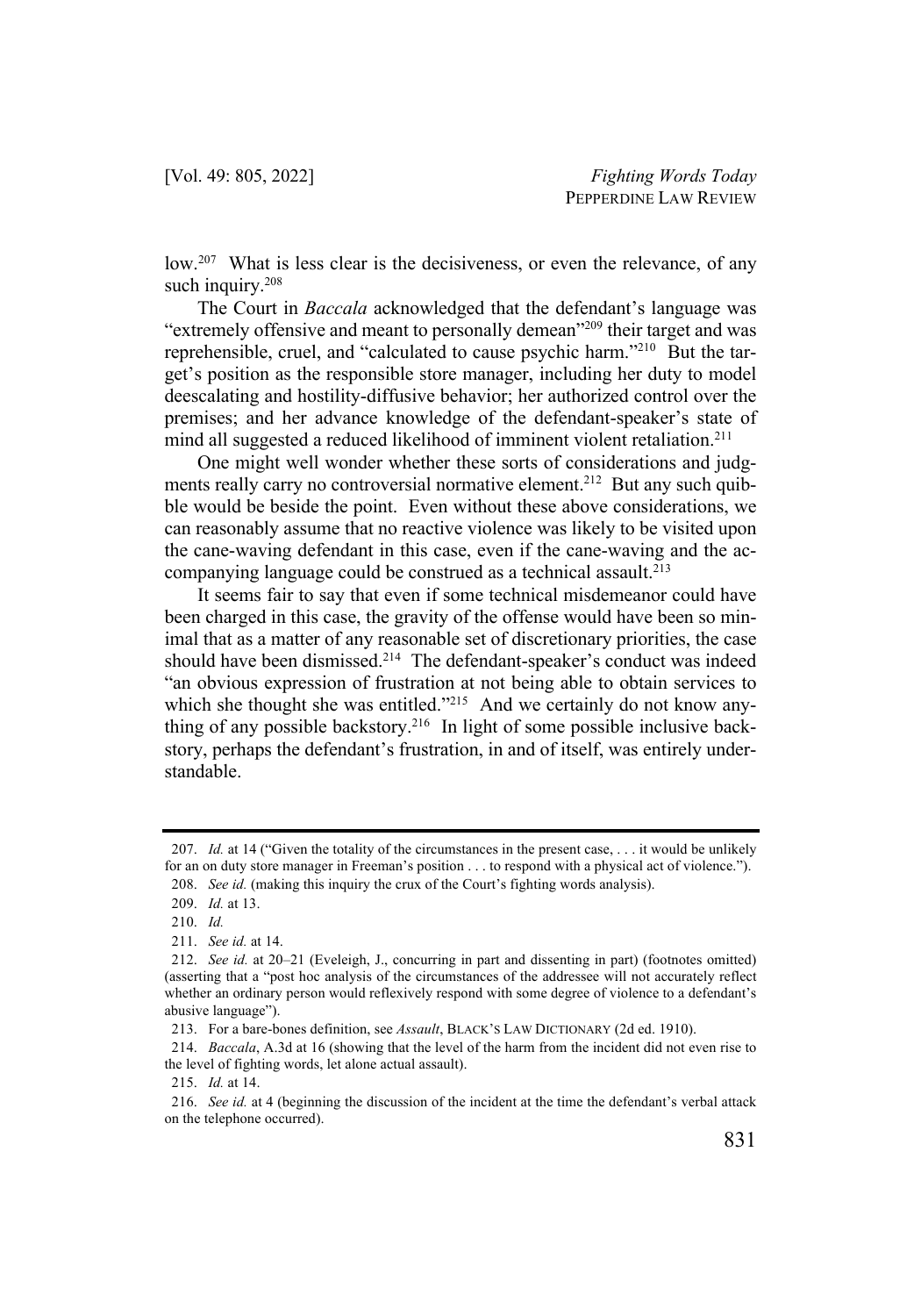low.[207] What is less clear is the decisiveness, or even the relevance, of any such inquiry.[208]

The Court in *Baccala* acknowledged that the defendant's language was "extremely offensive and meant to personally demean"[209] their target and was reprehensible, cruel, and "calculated to cause psychic harm."[210] But the target's position as the responsible store manager, including her duty to model deescalating and hostility-diffusive behavior; her authorized control over the premises; and her advance knowledge of the defendant-speaker's state of mind all suggested a reduced likelihood of imminent violent retaliation.[211]

One might well wonder whether these sorts of considerations and judgments really carry no controversial normative element.[212] But any such quibble would be beside the point. Even without these above considerations, we can reasonably assume that no reactive violence was likely to be visited upon the cane-waving defendant in this case, even if the cane-waving and the accompanying language could be construed as a technical assault.[213]

It seems fair to say that even if some technical misdemeanor could have been charged in this case, the gravity of the offense would have been so minimal that as a matter of any reasonable set of discretionary priorities, the case should have been dismissed.[214] The defendant-speaker's conduct was indeed "an obvious expression of frustration at not being able to obtain services to which she thought she was entitled."[215] And we certainly do not know anything of any possible backstory.[216] In light of some possible inclusive backstory, perhaps the defendant's frustration, in and of itself, was entirely understandable.

---

207. *Id.* at 14 ("Given the totality of the circumstances in the present case, . . . it would be unlikely for an on duty store manager in Freeman's position . . . to respond with a physical act of violence.").

208. *See id.* (making this inquiry the crux of the Court's fighting words analysis).

209. *Id.* at 13.

210. *Id.*

211. *See id.* at 14.

212. *See id.* at 20–21 (Eveleigh, J., concurring in part and dissenting in part) (footnotes omitted) (asserting that a "post hoc analysis of the circumstances of the addressee will not accurately reflect whether an ordinary person would reflexively respond with some degree of violence to a defendant's abusive language").

213. For a bare-bones definition, see *Assault*, BLACK'S LAW DICTIONARY (2d ed. 1910).

214. *Baccala*, A.3d at 16 (showing that the level of the harm from the incident did not even rise to the level of fighting words, let alone actual assault).

215. *Id.* at 14.

216. *See id.* at 4 (beginning the discussion of the incident at the time the defendant's verbal attack on the telephone occurred).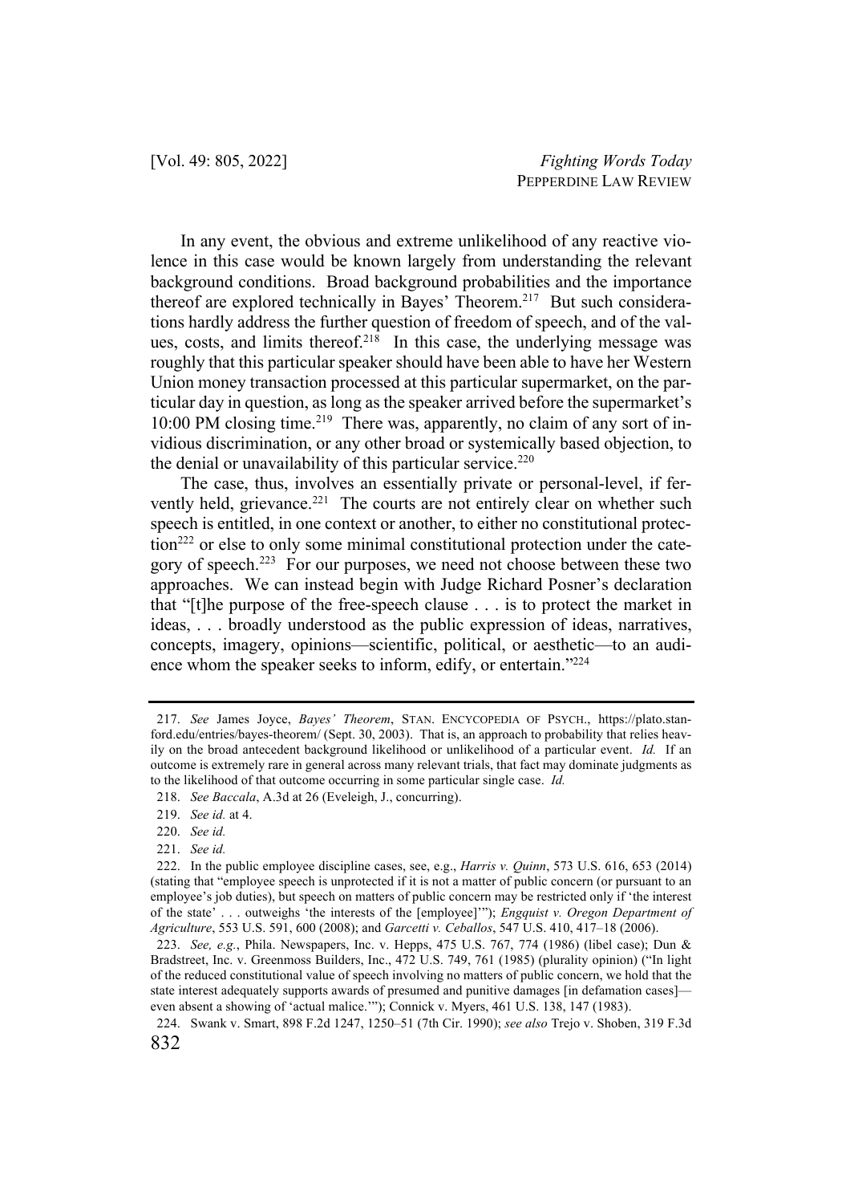In any event, the obvious and extreme unlikelihood of any reactive violence in this case would be known largely from understanding the relevant background conditions. Broad background probabilities and the importance thereof are explored technically in Bayes' Theorem.[217] But such considerations hardly address the further question of freedom of speech, and of the values, costs, and limits thereof.[218] In this case, the underlying message was roughly that this particular speaker should have been able to have her Western Union money transaction processed at this particular supermarket, on the particular day in question, as long as the speaker arrived before the supermarket's 10:00 PM closing time.[219] There was, apparently, no claim of any sort of invidious discrimination, or any other broad or systemically based objection, to the denial or unavailability of this particular service.[220]

The case, thus, involves an essentially private or personal-level, if fervently held, grievance.[221] The courts are not entirely clear on whether such speech is entitled, in one context or another, to either no constitutional protection[222] or else to only some minimal constitutional protection under the category of speech.[223] For our purposes, we need not choose between these two approaches. We can instead begin with Judge Richard Posner's declaration that "[t]he purpose of the free-speech clause . . . is to protect the market in ideas, . . . broadly understood as the public expression of ideas, narratives, concepts, imagery, opinions—scientific, political, or aesthetic—to an audience whom the speaker seeks to inform, edify, or entertain."[224]

---

217. *See* James Joyce, *Bayes' Theorem*, STAN. ENCYCLOPEDIA OF PSYCH., https://plato.stanford.edu/entries/bayes-theorem/ (Sept. 30, 2003). That is, an approach to probability that relies heavily on the broad antecedent background likelihood or unlikelihood of a particular event. *Id.* If an outcome is extremely rare in general across many relevant trials, that fact may dominate judgments as to the likelihood of that outcome occurring in some particular single case. *Id.*

218. *See Baccala*, A.3d at 26 (Eveleigh, J., concurring).

219. *See id.* at 4.

220. *See id.*

221. *See id.*

222. In the public employee discipline cases, see, e.g., *Harris v. Quinn*, 573 U.S. 616, 653 (2014) (stating that "employee speech is unprotected if it is not a matter of public concern (or pursuant to an employee's job duties), but speech on matters of public concern may be restricted only if 'the interest of the state' . . . outweighs 'the interests of the [employee]'"); *Engquist v. Oregon Department of Agriculture*, 553 U.S. 591, 600 (2008); and *Garcetti v. Ceballos*, 547 U.S. 410, 417–18 (2006).

223. *See, e.g.*, Phila. Newspapers, Inc. v. Hepps, 475 U.S. 767, 774 (1986) (libel case); Dun & Bradstreet, Inc. v. Greenmoss Builders, Inc., 472 U.S. 749, 761 (1985) (plurality opinion) ("In light of the reduced constitutional value of speech involving no matters of public concern, we hold that the state interest adequately supports awards of presumed and punitive damages [in defamation cases]—even absent a showing of 'actual malice.'"); Connick v. Myers, 461 U.S. 138, 147 (1983).

224. Swank v. Smart, 898 F.2d 1247, 1250–51 (7th Cir. 1990); *see also* Trejo v. Shoben, 319 F.3d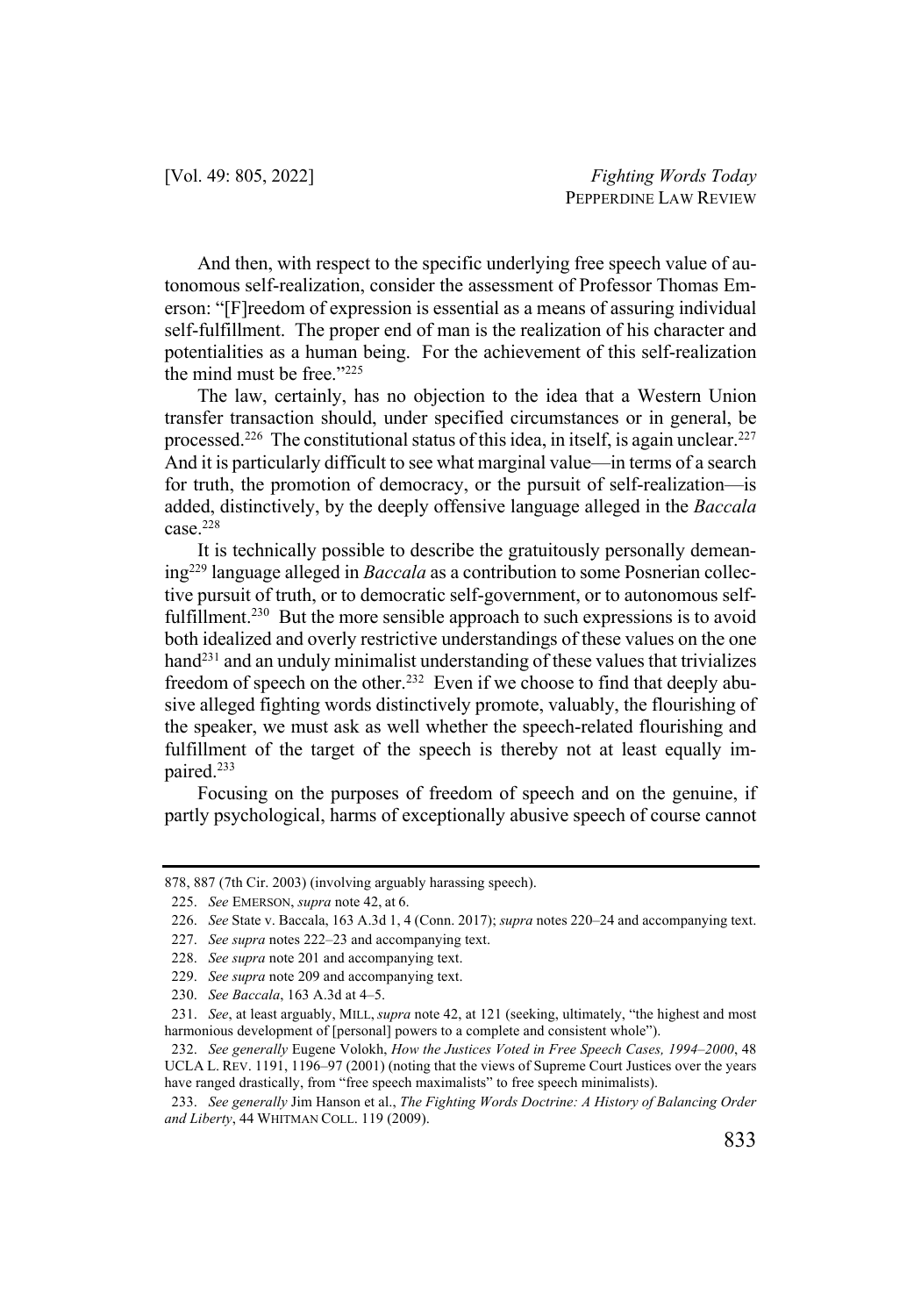And then, with respect to the specific underlying free speech value of autonomous self-realization, consider the assessment of Professor Thomas Emerson: "[F]reedom of expression is essential as a means of assuring individual self-fulfillment. The proper end of man is the realization of his character and potentialities as a human being. For the achievement of this self-realization the mind must be free."[225]

The law, certainly, has no objection to the idea that a Western Union transfer transaction should, under specified circumstances or in general, be processed.[226] The constitutional status of this idea, in itself, is again unclear.[227] And it is particularly difficult to see what marginal value—in terms of a search for truth, the promotion of democracy, or the pursuit of self-realization—is added, distinctively, by the deeply offensive language alleged in the *Baccala* case.[228]

It is technically possible to describe the gratuitously personally demeaning[229] language alleged in *Baccala* as a contribution to some Posnerian collective pursuit of truth, or to democratic self-government, or to autonomous self-fulfillment.[230] But the more sensible approach to such expressions is to avoid both idealized and overly restrictive understandings of these values on the one hand[231] and an unduly minimalist understanding of these values that trivializes freedom of speech on the other.[232] Even if we choose to find that deeply abusive alleged fighting words distinctively promote, valuably, the flourishing of the speaker, we must ask as well whether the speech-related flourishing and fulfillment of the target of the speech is thereby not at least equally impaired.[233]

Focusing on the purposes of freedom of speech and on the genuine, if partly psychological, harms of exceptionally abusive speech of course cannot

---

878, 887 (7th Cir. 2003) (involving arguably harassing speech).

225. *See* EMERSON, *supra* note 42, at 6.

226. *See* State v. Baccala, 163 A.3d 1, 4 (Conn. 2017); *supra* notes 220–24 and accompanying text.

227. *See supra* notes 222–23 and accompanying text.

228. *See supra* note 201 and accompanying text.

229. *See supra* note 209 and accompanying text.

230. *See Baccala*, 163 A.3d at 4–5.

231. *See*, at least arguably, MILL, *supra* note 42, at 121 (seeking, ultimately, "the highest and most harmonious development of [personal] powers to a complete and consistent whole").

232. *See generally* Eugene Volokh, *How the Justices Voted in Free Speech Cases, 1994–2000*, 48 UCLA L. REV. 1191, 1196–97 (2001) (noting that the views of Supreme Court Justices over the years have ranged drastically, from "free speech maximalists" to free speech minimalists).

233. *See generally* Jim Hanson et al., *The Fighting Words Doctrine: A History of Balancing Order and Liberty*, 44 WHITMAN COLL. 119 (2009).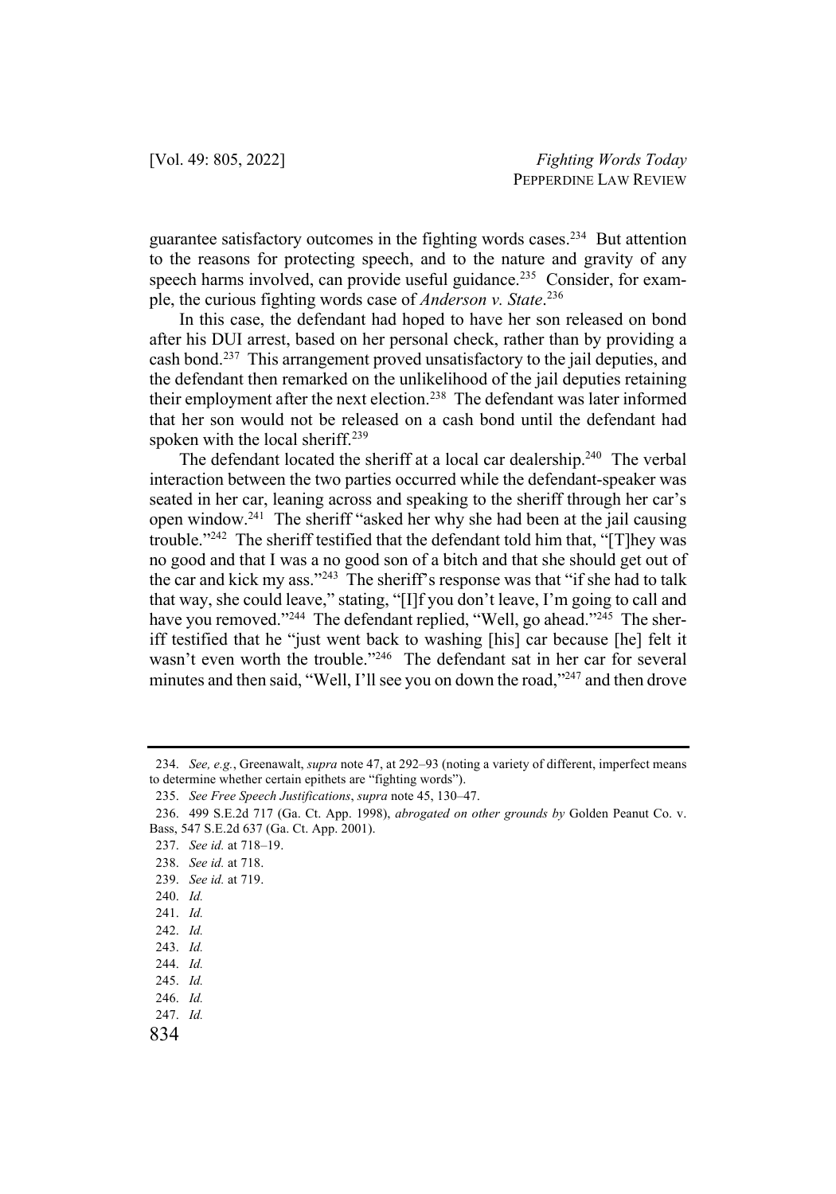guarantee satisfactory outcomes in the fighting words cases.[234] But attention to the reasons for protecting speech, and to the nature and gravity of any speech harms involved, can provide useful guidance.[235] Consider, for example, the curious fighting words case of *Anderson v. State*.[236]

In this case, the defendant had hoped to have her son released on bond after his DUI arrest, based on her personal check, rather than by providing a cash bond.[237] This arrangement proved unsatisfactory to the jail deputies, and the defendant then remarked on the unlikelihood of the jail deputies retaining their employment after the next election.[238] The defendant was later informed that her son would not be released on a cash bond until the defendant had spoken with the local sheriff.[239]

The defendant located the sheriff at a local car dealership.[240] The verbal interaction between the two parties occurred while the defendant-speaker was seated in her car, leaning across and speaking to the sheriff through her car's open window.[241] The sheriff "asked her why she had been at the jail causing trouble."[242] The sheriff testified that the defendant told him that, "[T]hey was no good and that I was a no good son of a bitch and that she should get out of the car and kick my ass."[243] The sheriff's response was that "if she had to talk that way, she could leave," stating, "[I]f you don't leave, I'm going to call and have you removed."[244] The defendant replied, "Well, go ahead."[245] The sheriff testified that he "just went back to washing [his] car because [he] felt it wasn't even worth the trouble."[246] The defendant sat in her car for several minutes and then said, "Well, I'll see you on down the road,"[247] and then drove

234. *See, e.g.*, Greenawalt, *supra* note 47, at 292–93 (noting a variety of different, imperfect means to determine whether certain epithets are "fighting words").

235. *See Free Speech Justifications*, *supra* note 45, 130–47.

236. 499 S.E.2d 717 (Ga. Ct. App. 1998), *abrogated on other grounds by* Golden Peanut Co. v. Bass, 547 S.E.2d 637 (Ga. Ct. App. 2001).

237. *See id.* at 718–19.

238. *See id.* at 718.

239. *See id.* at 719.

240. *Id.*

241. *Id.*

242. *Id.*

243. *Id.*

244. *Id.*

245. *Id.*

246. *Id.*

247. *Id.*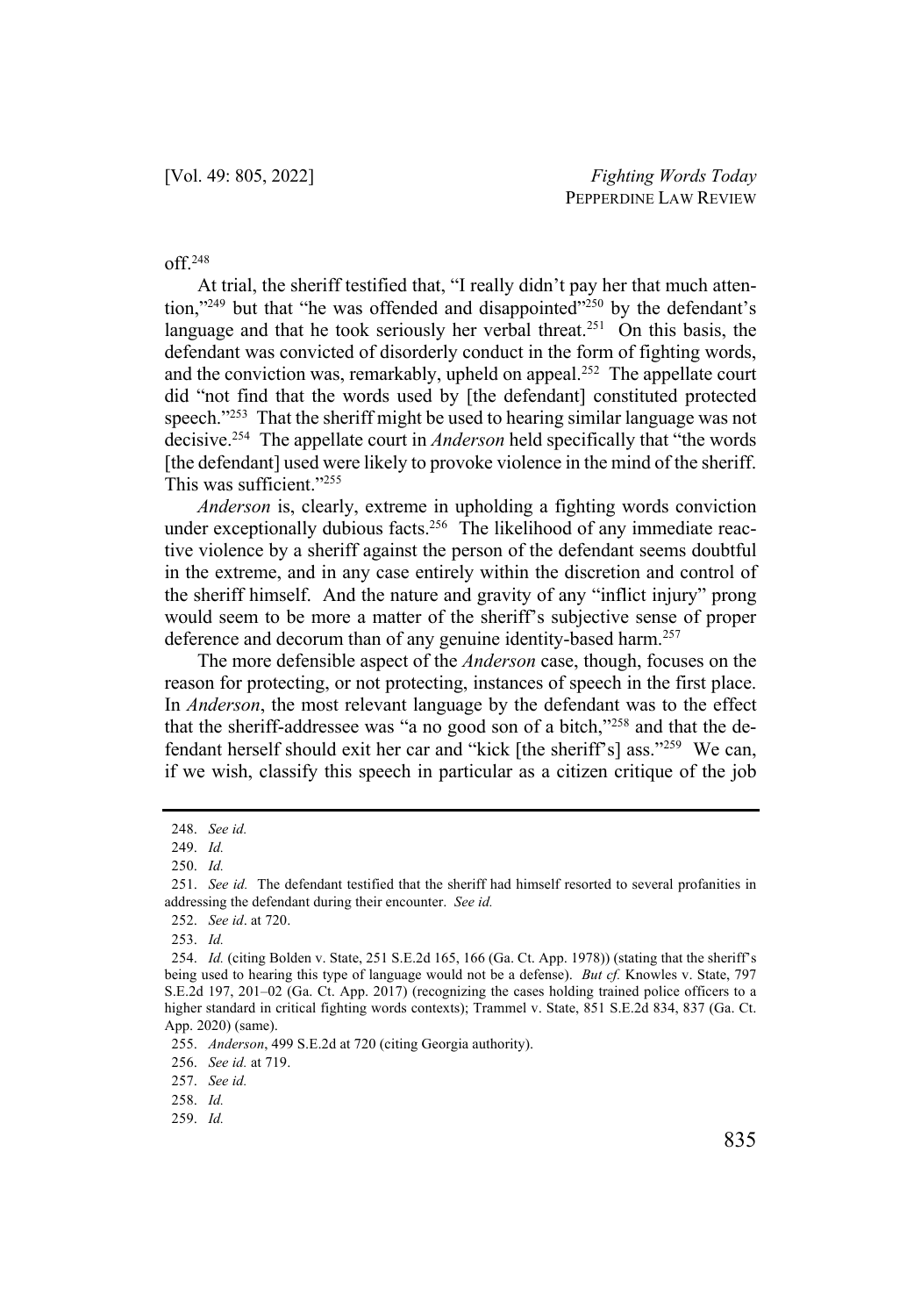off.[248]

At trial, the sheriff testified that, "I really didn't pay her that much attention,"[249] but that "he was offended and disappointed"[250] by the defendant's language and that he took seriously her verbal threat.[251] On this basis, the defendant was convicted of disorderly conduct in the form of fighting words, and the conviction was, remarkably, upheld on appeal.[252] The appellate court did "not find that the words used by [the defendant] constituted protected speech."[253] That the sheriff might be used to hearing similar language was not decisive.[254] The appellate court in *Anderson* held specifically that "the words [the defendant] used were likely to provoke violence in the mind of the sheriff. This was sufficient."[255]

*Anderson* is, clearly, extreme in upholding a fighting words conviction under exceptionally dubious facts.[256] The likelihood of any immediate reactive violence by a sheriff against the person of the defendant seems doubtful in the extreme, and in any case entirely within the discretion and control of the sheriff himself. And the nature and gravity of any "inflict injury" prong would seem to be more a matter of the sheriff's subjective sense of proper deference and decorum than of any genuine identity-based harm.[257]

The more defensible aspect of the *Anderson* case, though, focuses on the reason for protecting, or not protecting, instances of speech in the first place. In *Anderson*, the most relevant language by the defendant was to the effect that the sheriff-addressee was "a no good son of a bitch,"[258] and that the defendant herself should exit her car and "kick [the sheriff's] ass."[259] We can, if we wish, classify this speech in particular as a citizen critique of the job

---

248. *See id.*

249. *Id.*

250. *Id.*

251. *See id.* The defendant testified that the sheriff had himself resorted to several profanities in addressing the defendant during their encounter. *See id.*

252. *See id*. at 720.

253. *Id.*

254. *Id.* (citing Bolden v. State, 251 S.E.2d 165, 166 (Ga. Ct. App. 1978)) (stating that the sheriff's being used to hearing this type of language would not be a defense). *But cf.* Knowles v. State, 797 S.E.2d 197, 201–02 (Ga. Ct. App. 2017) (recognizing the cases holding trained police officers to a higher standard in critical fighting words contexts); Trammel v. State, 851 S.E.2d 834, 837 (Ga. Ct. App. 2020) (same).

255. *Anderson*, 499 S.E.2d at 720 (citing Georgia authority).

256. *See id.* at 719.

257. *See id.*

258. *Id.*

259. *Id.*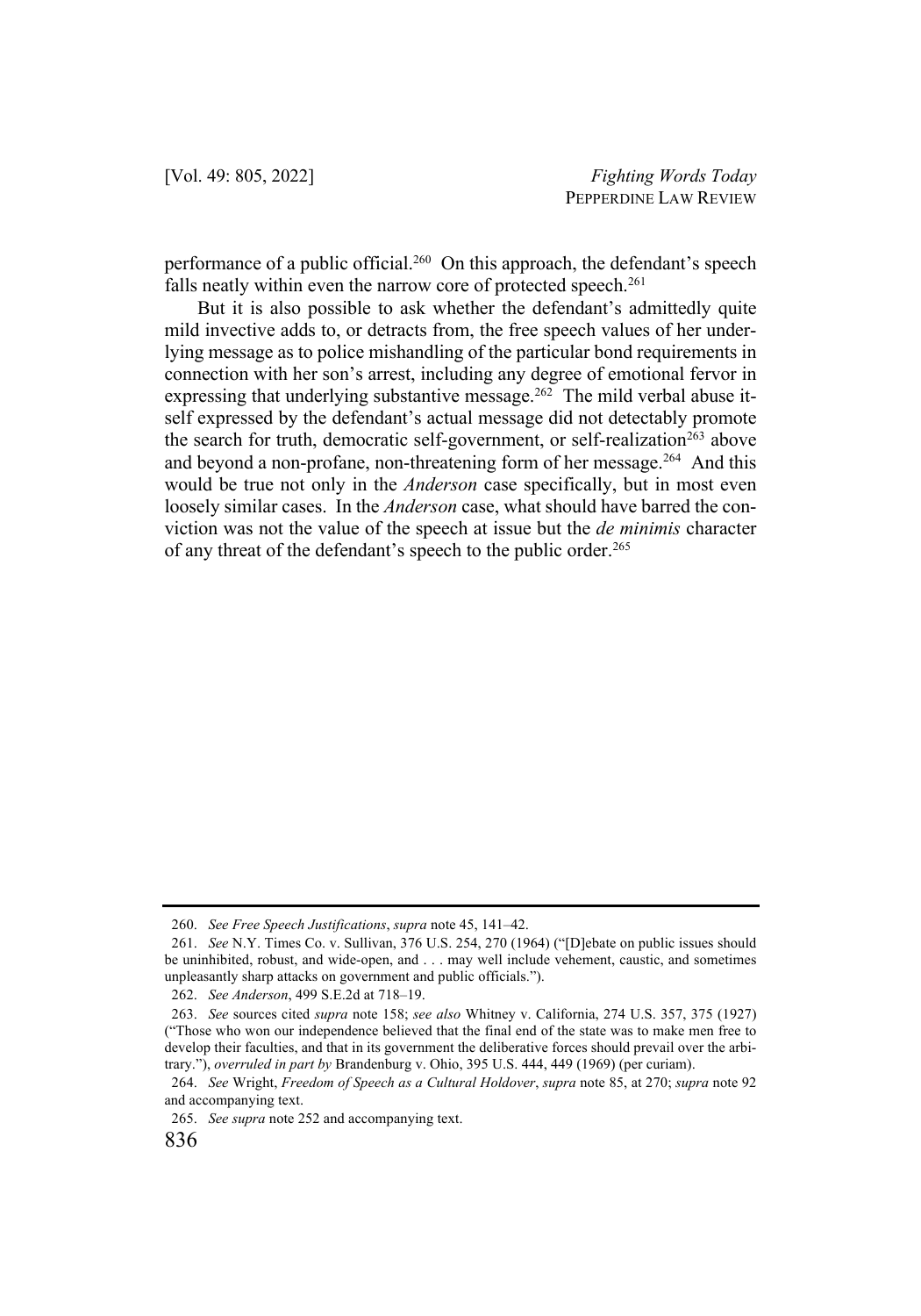performance of a public official.[260] On this approach, the defendant's speech falls neatly within even the narrow core of protected speech.[261]

But it is also possible to ask whether the defendant's admittedly quite mild invective adds to, or detracts from, the free speech values of her underlying message as to police mishandling of the particular bond requirements in connection with her son's arrest, including any degree of emotional fervor in expressing that underlying substantive message.[262] The mild verbal abuse itself expressed by the defendant's actual message did not detectably promote the search for truth, democratic self-government, or self-realization[263] above and beyond a non-profane, non-threatening form of her message.[264] And this would be true not only in the *Anderson* case specifically, but in most even loosely similar cases. In the *Anderson* case, what should have barred the conviction was not the value of the speech at issue but the *de minimis* character of any threat of the defendant's speech to the public order.[265]

---

260. *See Free Speech Justifications*, *supra* note 45, 141–42.

261. *See* N.Y. Times Co. v. Sullivan, 376 U.S. 254, 270 (1964) ("[D]ebate on public issues should be uninhibited, robust, and wide-open, and . . . may well include vehement, caustic, and sometimes unpleasantly sharp attacks on government and public officials.").

262. *See Anderson*, 499 S.E.2d at 718–19.

263. *See* sources cited *supra* note 158; *see also* Whitney v. California, 274 U.S. 357, 375 (1927) ("Those who won our independence believed that the final end of the state was to make men free to develop their faculties, and that in its government the deliberative forces should prevail over the arbitrary."), *overruled in part by* Brandenburg v. Ohio, 395 U.S. 444, 449 (1969) (per curiam).

264. *See* Wright, *Freedom of Speech as a Cultural Holdover*, *supra* note 85, at 270; *supra* note 92 and accompanying text.

265. *See supra* note 252 and accompanying text.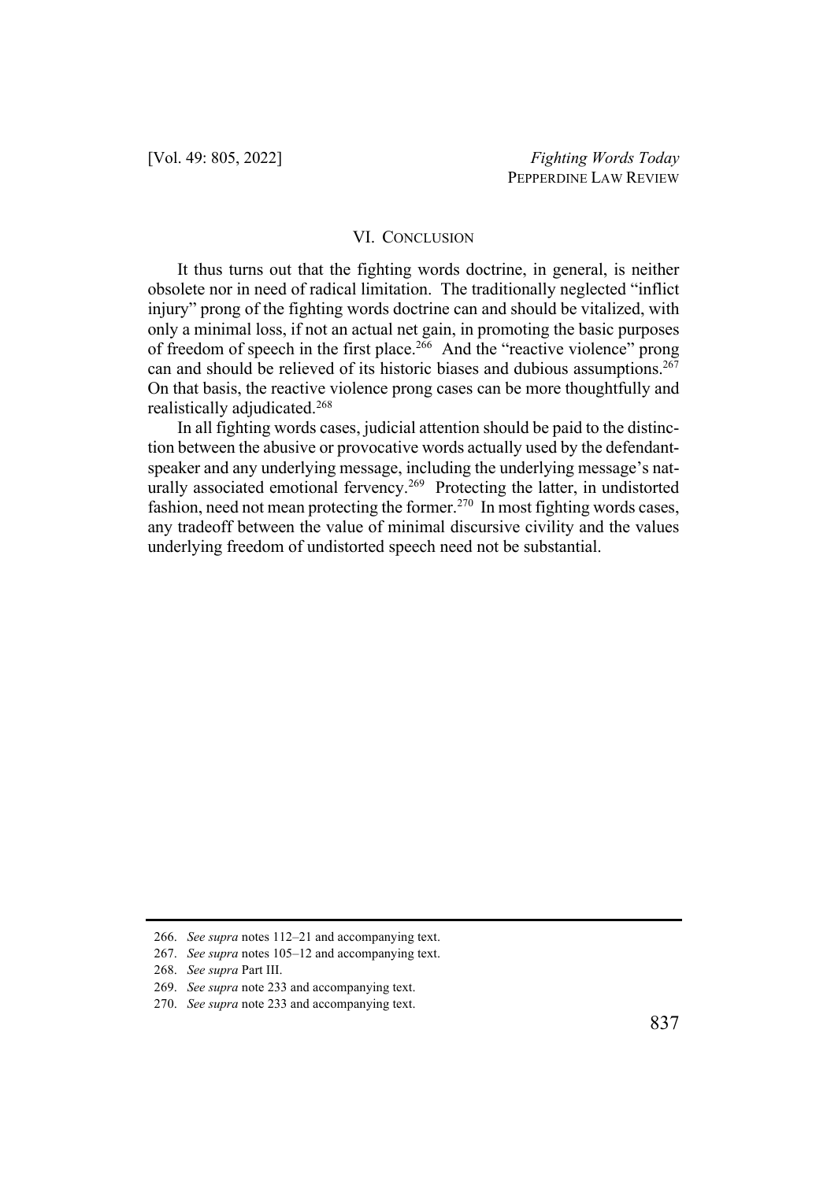## VI. CONCLUSION

It thus turns out that the fighting words doctrine, in general, is neither obsolete nor in need of radical limitation. The traditionally neglected "inflict injury" prong of the fighting words doctrine can and should be vitalized, with only a minimal loss, if not an actual net gain, in promoting the basic purposes of freedom of speech in the first place.[266] And the "reactive violence" prong can and should be relieved of its historic biases and dubious assumptions.[267] On that basis, the reactive violence prong cases can be more thoughtfully and realistically adjudicated.[268]

In all fighting words cases, judicial attention should be paid to the distinction between the abusive or provocative words actually used by the defendant-speaker and any underlying message, including the underlying message's naturally associated emotional fervency.[269] Protecting the latter, in undistorted fashion, need not mean protecting the former.[270] In most fighting words cases, any tradeoff between the value of minimal discursive civility and the values underlying freedom of undistorted speech need not be substantial.

---

266. *See supra* notes 112–21 and accompanying text.

267. *See supra* notes 105–12 and accompanying text.

268. *See supra* Part III.

269. *See supra* note 233 and accompanying text.

270. *See supra* note 233 and accompanying text.